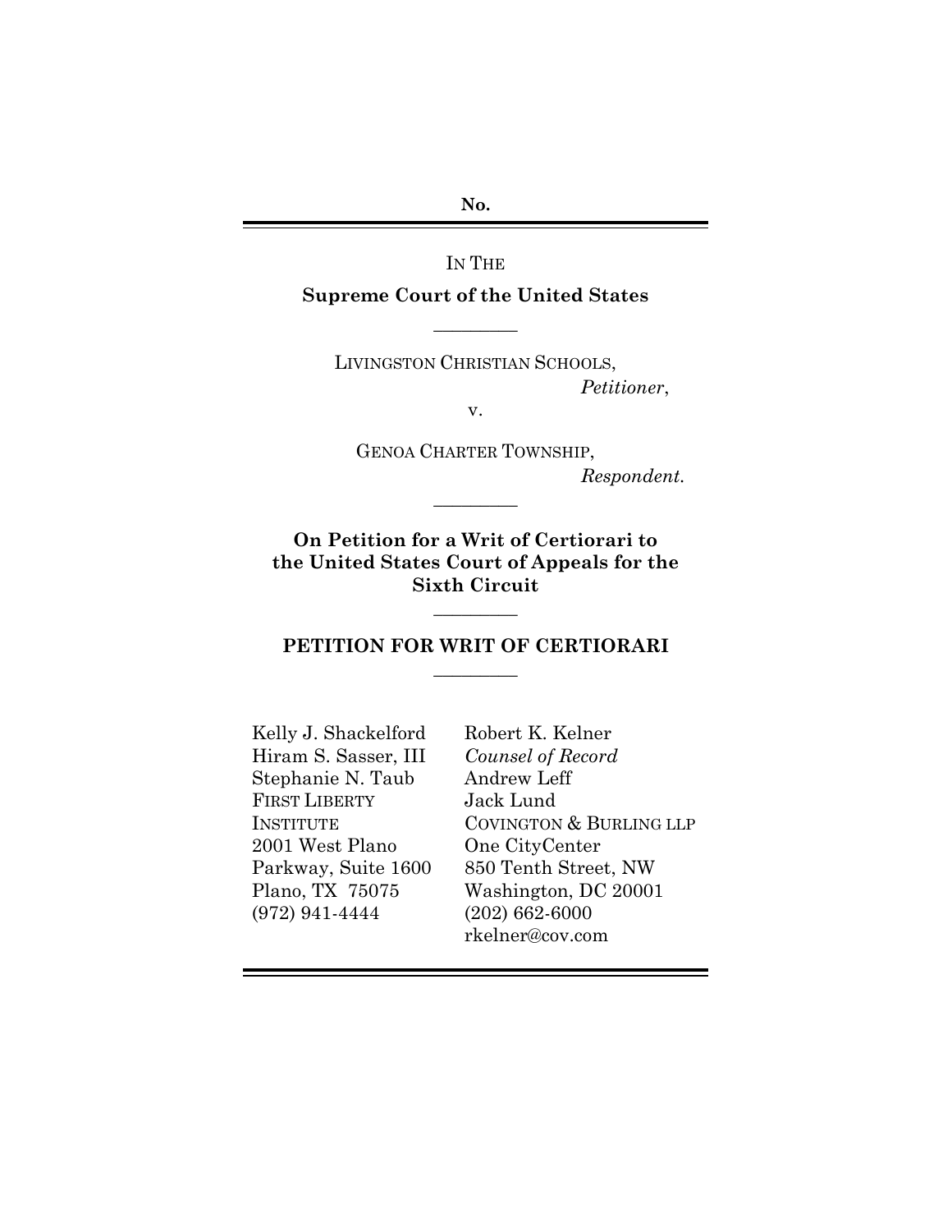**No.**

---

IN THE

**Supreme Court of the United States**

---

LIVINGSTON CHRISTIAN SCHOOLS,
*Petitioner*,

v.

GENOA CHARTER TOWNSHIP,
*Respondent.*

---

**On Petition for a Writ of Certiorari to the United States Court of Appeals for the Sixth Circuit**

---

**PETITION FOR WRIT OF CERTIORARI**

---

Kelly J. Shackelford
Hiram S. Sasser, III
Stephanie N. Taub
FIRST LIBERTY INSTITUTE
2001 West Plano Parkway, Suite 1600
Plano, TX 75075
(972) 941-4444

Robert K. Kelner
*Counsel of Record*
Andrew Leff
Jack Lund
COVINGTON & BURLING LLP
One CityCenter
850 Tenth Street, NW
Washington, DC 20001
(202) 662-6000
rkelner@cov.com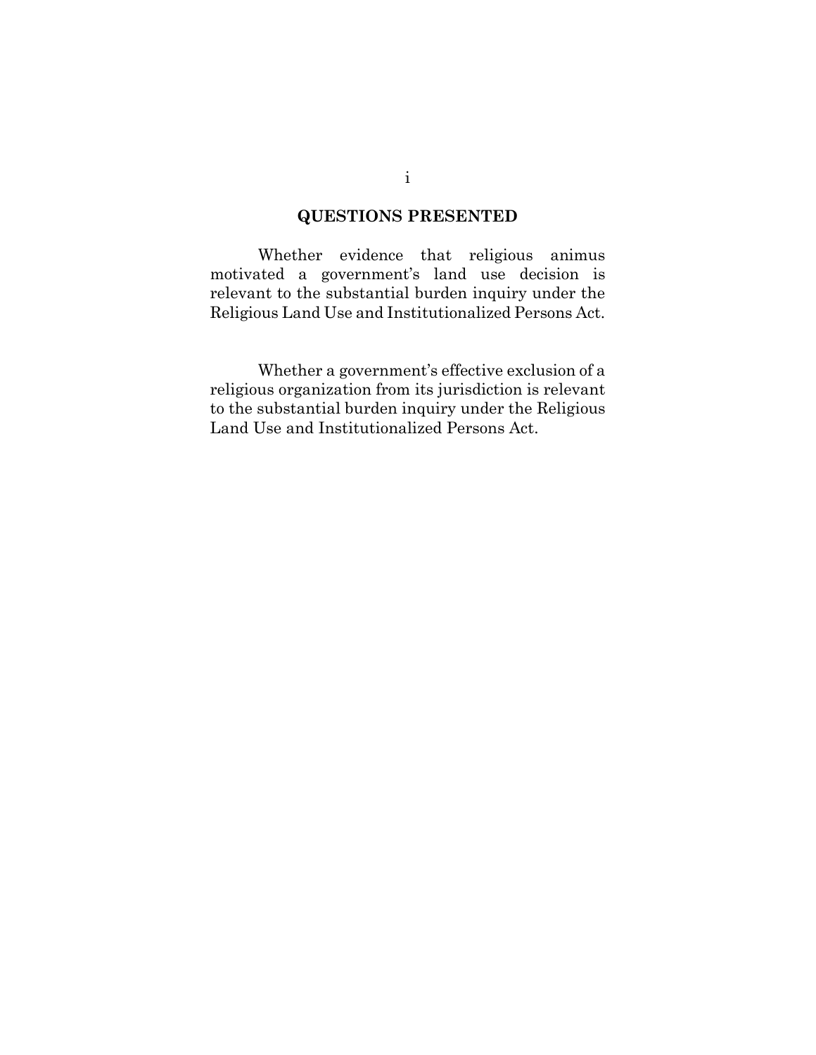## QUESTIONS PRESENTED

Whether evidence that religious animus motivated a government's land use decision is relevant to the substantial burden inquiry under the Religious Land Use and Institutionalized Persons Act.

Whether a government's effective exclusion of a religious organization from its jurisdiction is relevant to the substantial burden inquiry under the Religious Land Use and Institutionalized Persons Act.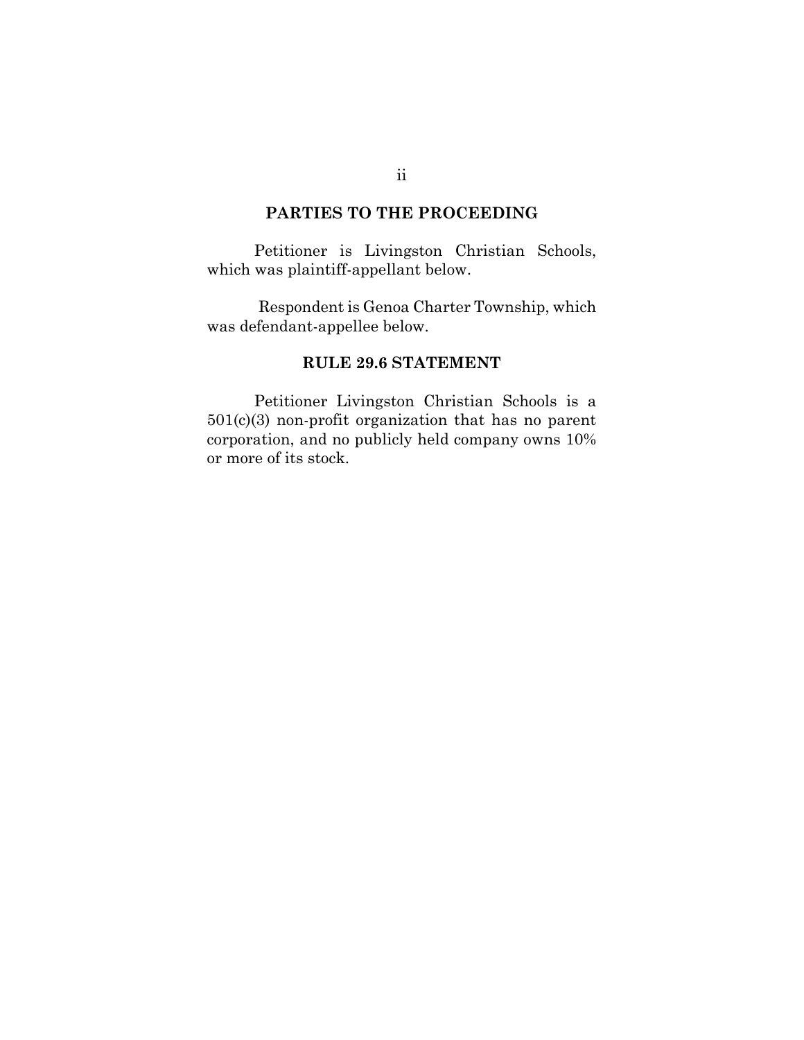## PARTIES TO THE PROCEEDING

Petitioner is Livingston Christian Schools, which was plaintiff-appellant below.

Respondent is Genoa Charter Township, which was defendant-appellee below.

## RULE 29.6 STATEMENT

Petitioner Livingston Christian Schools is a 501(c)(3) non-profit organization that has no parent corporation, and no publicly held company owns 10% or more of its stock.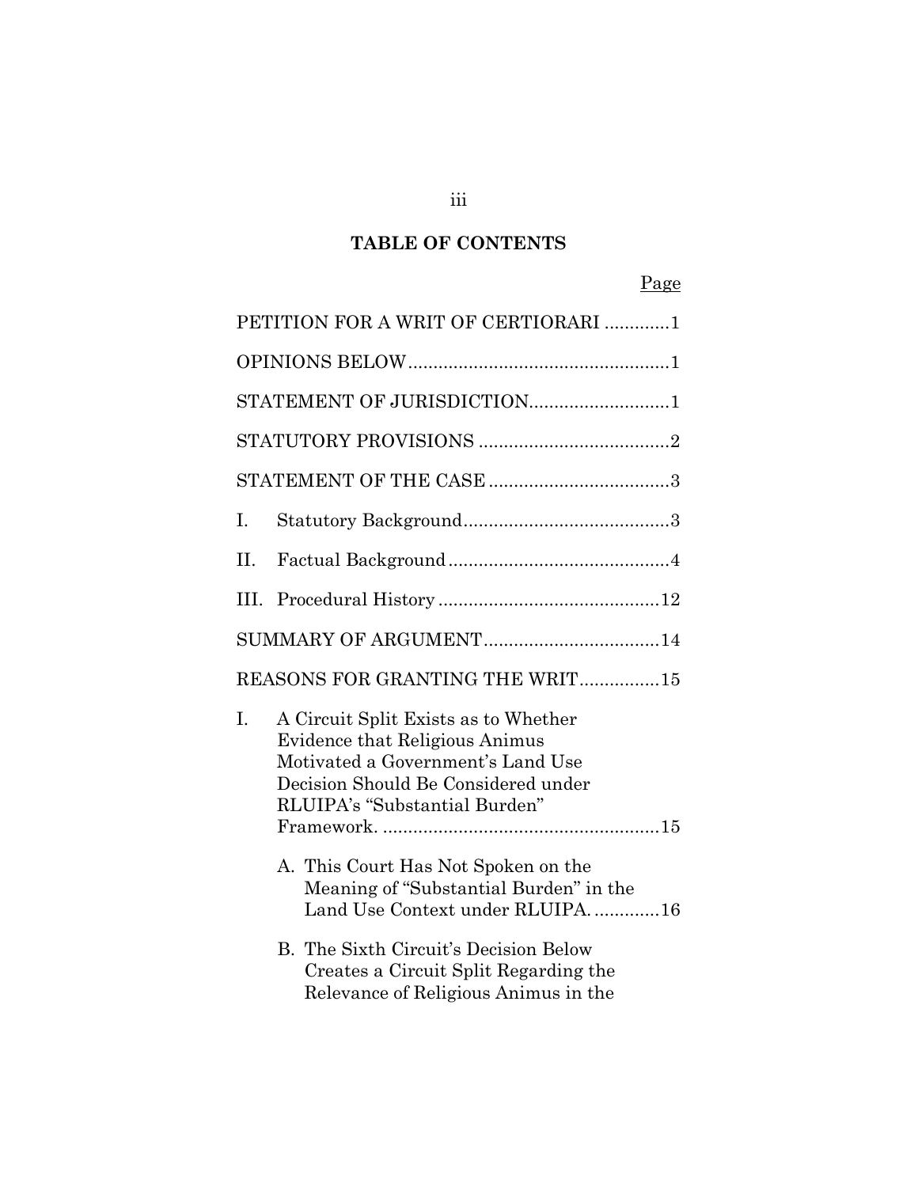# TABLE OF CONTENTS

| | Page |
|---|---|
| PETITION FOR A WRIT OF CERTIORARI | 1 |
| OPINIONS BELOW | 1 |
| STATEMENT OF JURISDICTION | 1 |
| STATUTORY PROVISIONS | 2 |
| STATEMENT OF THE CASE | 3 |
| I. Statutory Background | 3 |
| II. Factual Background | 4 |
| III. Procedural History | 12 |
| SUMMARY OF ARGUMENT | 14 |
| REASONS FOR GRANTING THE WRIT | 15 |
| I. A Circuit Split Exists as to Whether Evidence that Religious Animus Motivated a Government's Land Use Decision Should Be Considered under RLUIPA's "Substantial Burden" Framework. | 15 |
| A. This Court Has Not Spoken on the Meaning of "Substantial Burden" in the Land Use Context under RLUIPA. | 16 |
| B. The Sixth Circuit's Decision Below Creates a Circuit Split Regarding the Relevance of Religious Animus in the | |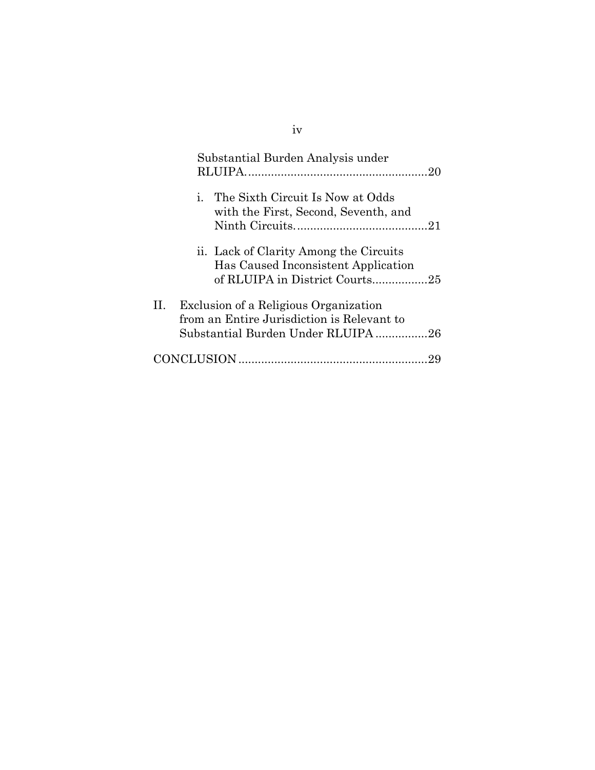Substantial Burden Analysis under RLUIPA. ....................................................... 20

i. The Sixth Circuit Is Now at Odds with the First, Second, Seventh, and Ninth Circuits. ........................................ 21

ii. Lack of Clarity Among the Circuits Has Caused Inconsistent Application of RLUIPA in District Courts................. 25

II. Exclusion of a Religious Organization from an Entire Jurisdiction is Relevant to Substantial Burden Under RLUIPA ................ 26

CONCLUSION .......................................................... 29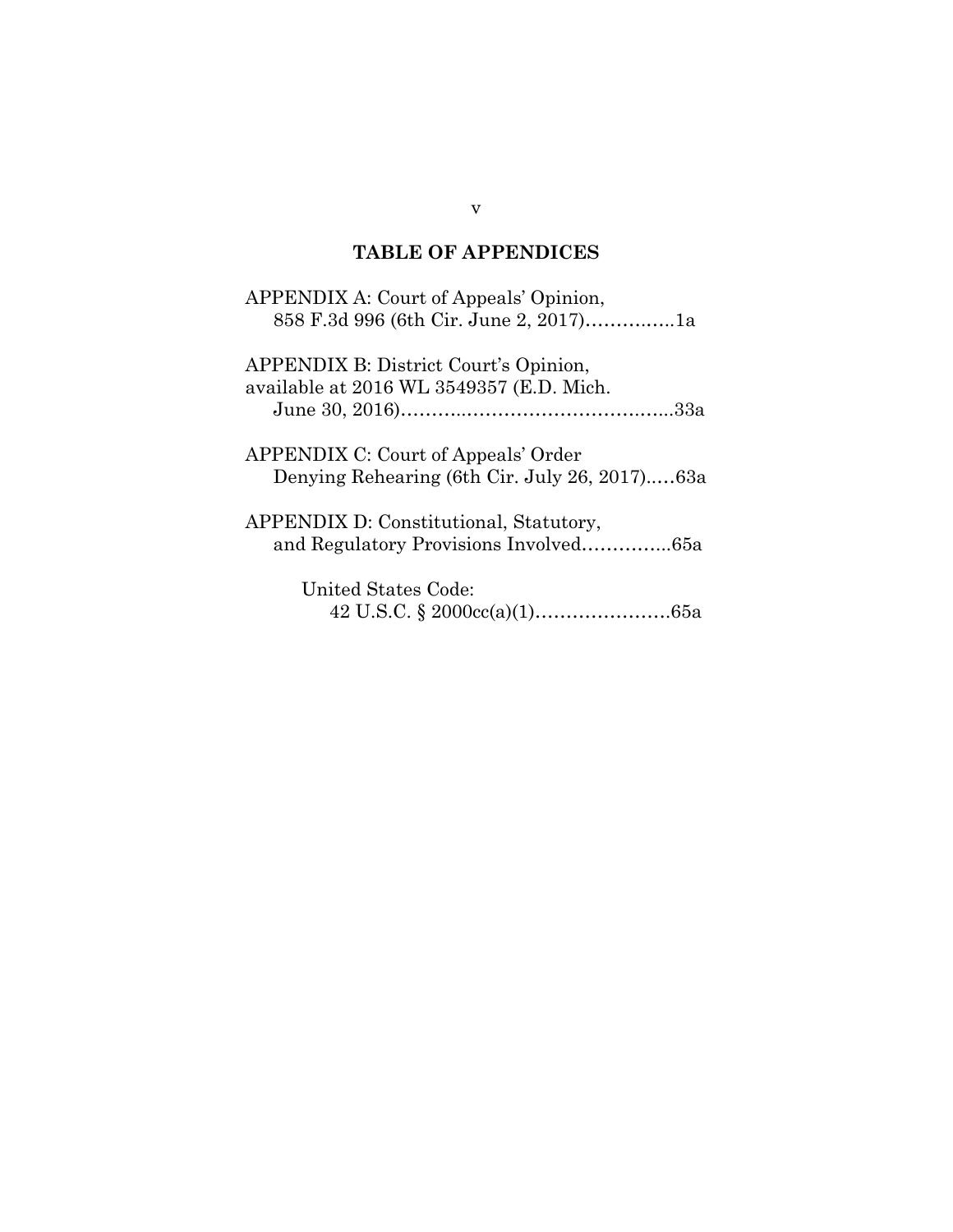## TABLE OF APPENDICES

APPENDIX A: Court of Appeals' Opinion, 858 F.3d 996 (6th Cir. June 2, 2017)……….….1a

APPENDIX B: District Court's Opinion, available at 2016 WL 3549357 (E.D. Mich. June 30, 2016)………..……………………….…...33a

APPENDIX C: Court of Appeals' Order Denying Rehearing (6th Cir. July 26, 2017)..…63a

APPENDIX D: Constitutional, Statutory, and Regulatory Provisions Involved…………...65a

United States Code:
42 U.S.C. § 2000cc(a)(1)…………………65a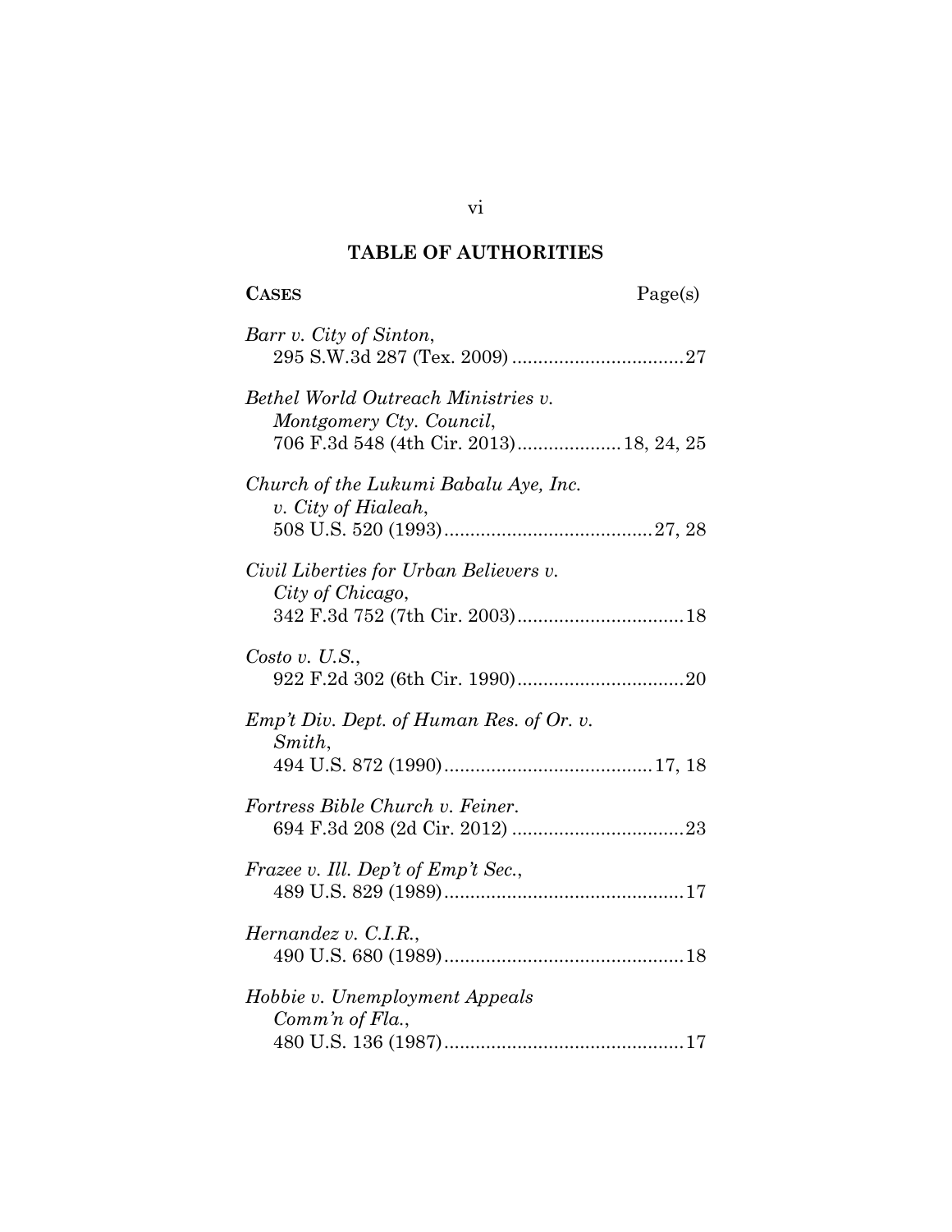## TABLE OF AUTHORITIES

**CASES** Page(s)

*Barr v. City of Sinton*,
295 S.W.3d 287 (Tex. 2009) ................................. 27

*Bethel World Outreach Ministries v. Montgomery Cty. Council*,
706 F.3d 548 (4th Cir. 2013).................... 18, 24, 25

*Church of the Lukumi Babalu Aye, Inc. v. City of Hialeah*,
508 U.S. 520 (1993)........................................ 27, 28

*Civil Liberties for Urban Believers v. City of Chicago*,
342 F.3d 752 (7th Cir. 2003)................................ 18

*Costo v. U.S.*,
922 F.2d 302 (6th Cir. 1990)................................ 20

*Emp't Div. Dept. of Human Res. of Or. v. Smith*,
494 U.S. 872 (1990)........................................ 17, 18

*Fortress Bible Church v. Feiner*.
694 F.3d 208 (2d Cir. 2012) ................................. 23

*Frazee v. Ill. Dep't of Emp't Sec.*,
489 U.S. 829 (1989).............................................. 17

*Hernandez v. C.I.R.*,
490 U.S. 680 (1989).............................................. 18

*Hobbie v. Unemployment Appeals Comm'n of Fla.*,
480 U.S. 136 (1987).............................................. 17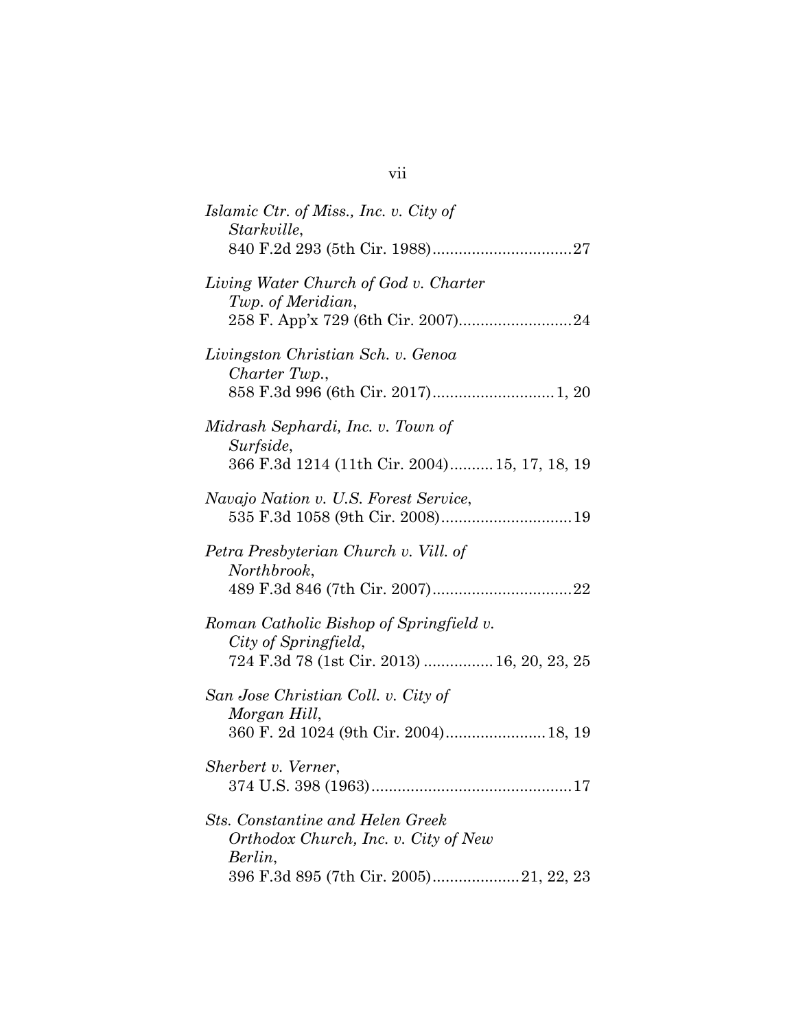*Islamic Ctr. of Miss., Inc. v. City of Starkville*,
840 F.2d 293 (5th Cir. 1988)................................27

*Living Water Church of God v. Charter Twp. of Meridian*,
258 F. App'x 729 (6th Cir. 2007)..........................24

*Livingston Christian Sch. v. Genoa Charter Twp.*,
858 F.3d 996 (6th Cir. 2017)............................1, 20

*Midrash Sephardi, Inc. v. Town of Surfside*,
366 F.3d 1214 (11th Cir. 2004)..........15, 17, 18, 19

*Navajo Nation v. U.S. Forest Service*,
535 F.3d 1058 (9th Cir. 2008)..............................19

*Petra Presbyterian Church v. Vill. of Northbrook*,
489 F.3d 846 (7th Cir. 2007)................................22

*Roman Catholic Bishop of Springfield v. City of Springfield*,
724 F.3d 78 (1st Cir. 2013) ................16, 20, 23, 25

*San Jose Christian Coll. v. City of Morgan Hill*,
360 F. 2d 1024 (9th Cir. 2004).......................18, 19

*Sherbert v. Verner*,
374 U.S. 398 (1963)..............................................17

*Sts. Constantine and Helen Greek Orthodox Church, Inc. v. City of New Berlin*,
396 F.3d 895 (7th Cir. 2005)....................21, 22, 23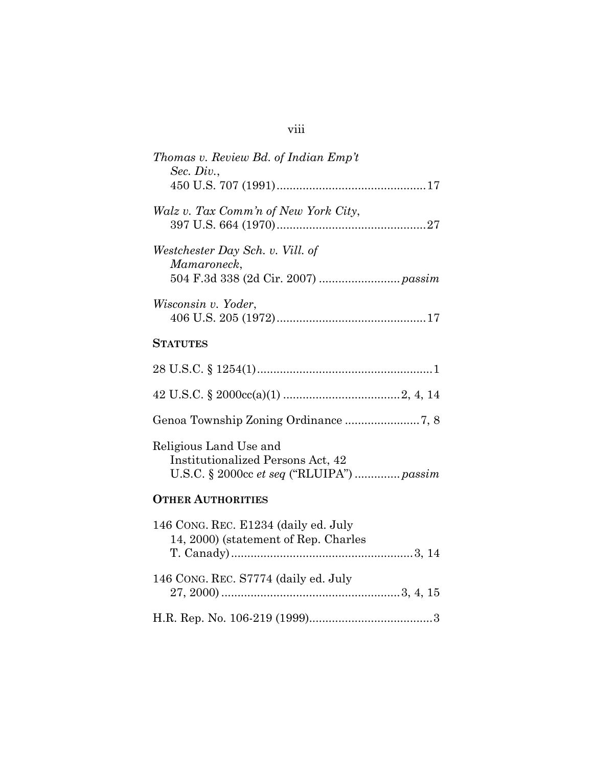*Thomas v. Review Bd. of Indian Emp't Sec. Div.*,
450 U.S. 707 (1991)..............................................17

*Walz v. Tax Comm'n of New York City*,
397 U.S. 664 (1970)..............................................27

*Westchester Day Sch. v. Vill. of Mamaroneck*,
504 F.3d 338 (2d Cir. 2007) ........................ *passim*

*Wisconsin v. Yoder*,
406 U.S. 205 (1972)..............................................17

**STATUTES**

28 U.S.C. § 1254(1)......................................................1

42 U.S.C. § 2000cc(a)(1) ....................................2, 4, 14

Genoa Township Zoning Ordinance .......................7, 8

Religious Land Use and Institutionalized Persons Act, 42 U.S.C. § 2000cc *et seq* ("RLUIPA") .............. *passim*

**OTHER AUTHORITIES**

146 CONG. REC. E1234 (daily ed. July 14, 2000) (statement of Rep. Charles T. Canady)........................................................3, 14

146 CONG. REC. S7774 (daily ed. July 27, 2000) .......................................................3, 4, 15

H.R. Rep. No. 106-219 (1999)......................................3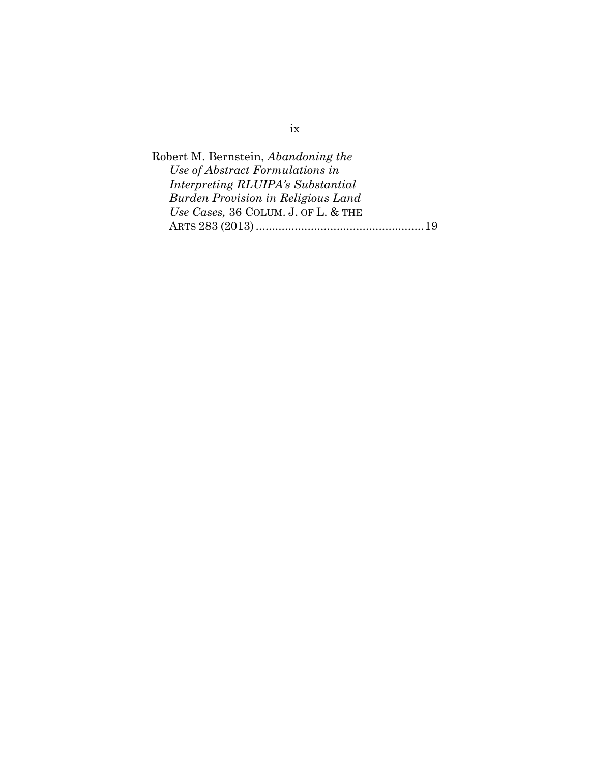Robert M. Bernstein, *Abandoning the Use of Abstract Formulations in Interpreting RLUIPA's Substantial Burden Provision in Religious Land Use Cases,* 36 COLUM. J. OF L. & THE ARTS 283 (2013) .................................................... 19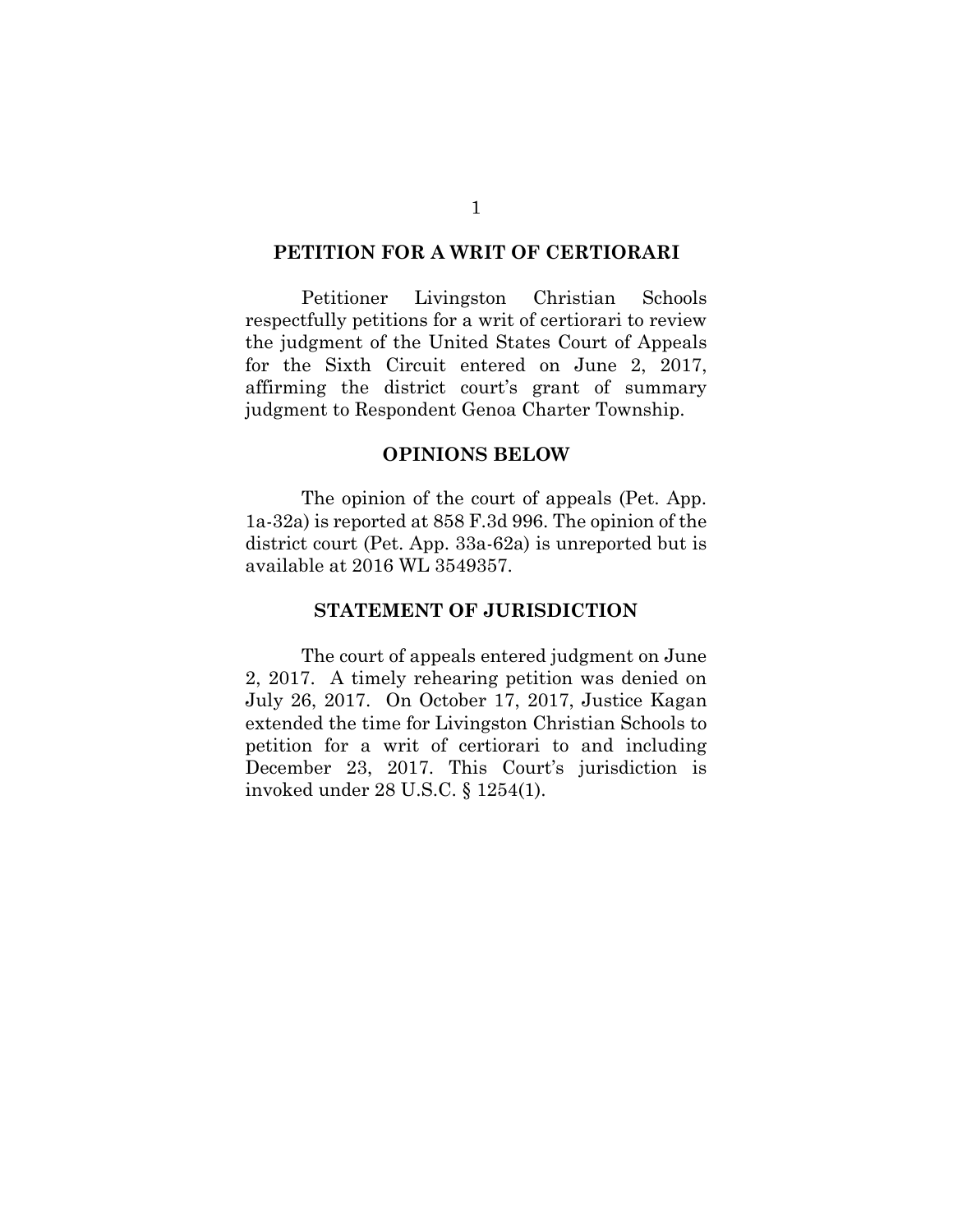## PETITION FOR A WRIT OF CERTIORARI

Petitioner Livingston Christian Schools respectfully petitions for a writ of certiorari to review the judgment of the United States Court of Appeals for the Sixth Circuit entered on June 2, 2017, affirming the district court's grant of summary judgment to Respondent Genoa Charter Township.

## OPINIONS BELOW

The opinion of the court of appeals (Pet. App. 1a-32a) is reported at 858 F.3d 996. The opinion of the district court (Pet. App. 33a-62a) is unreported but is available at 2016 WL 3549357.

## STATEMENT OF JURISDICTION

The court of appeals entered judgment on June 2, 2017. A timely rehearing petition was denied on July 26, 2017. On October 17, 2017, Justice Kagan extended the time for Livingston Christian Schools to petition for a writ of certiorari to and including December 23, 2017. This Court's jurisdiction is invoked under 28 U.S.C. § 1254(1).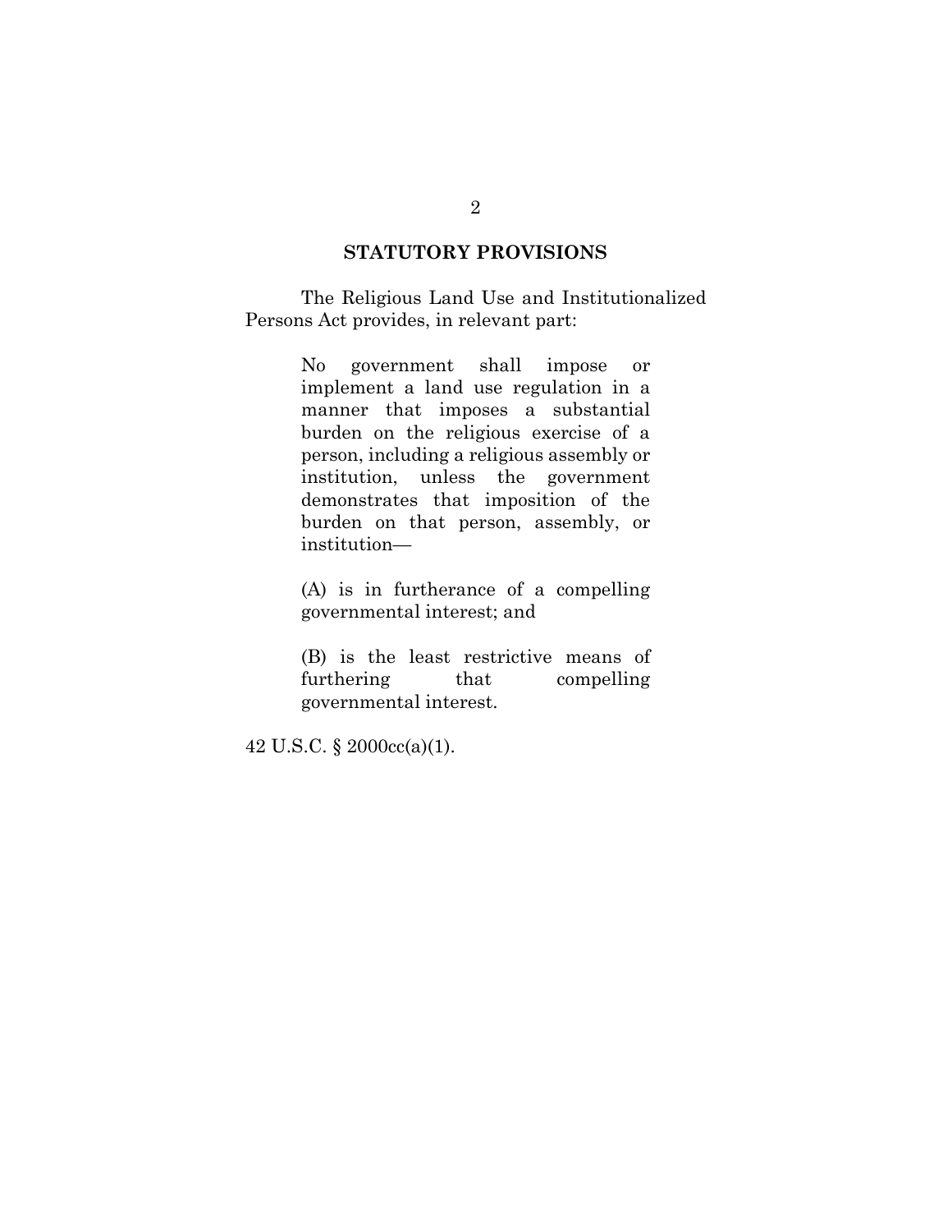## STATUTORY PROVISIONS

The Religious Land Use and Institutionalized Persons Act provides, in relevant part:

> No government shall impose or implement a land use regulation in a manner that imposes a substantial burden on the religious exercise of a person, including a religious assembly or institution, unless the government demonstrates that imposition of the burden on that person, assembly, or institution—
>
> (A) is in furtherance of a compelling governmental interest; and
>
> (B) is the least restrictive means of furthering that compelling governmental interest.

42 U.S.C. § 2000cc(a)(1).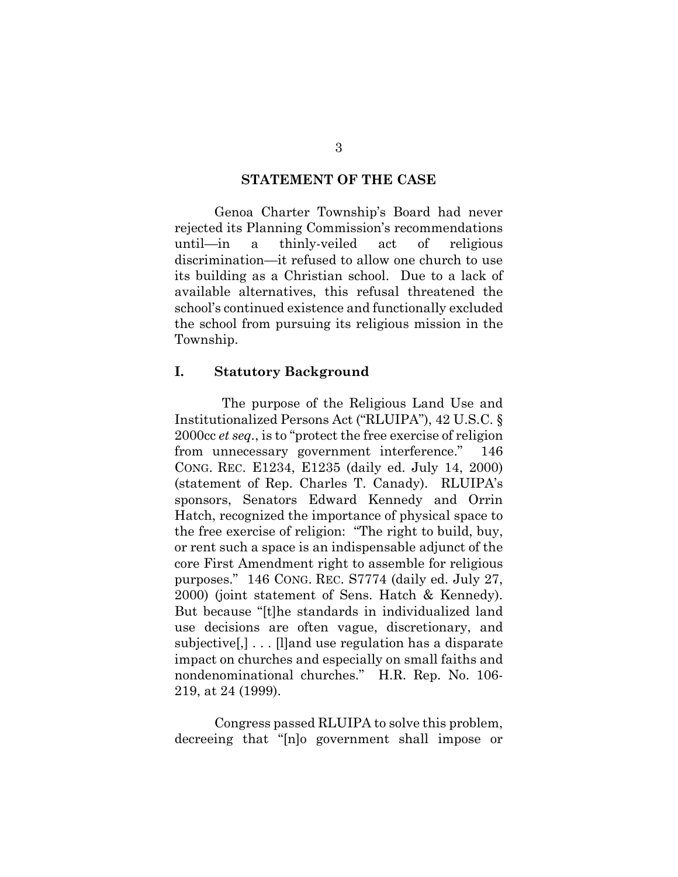## STATEMENT OF THE CASE

Genoa Charter Township's Board had never rejected its Planning Commission's recommendations until—in a thinly-veiled act of religious discrimination—it refused to allow one church to use its building as a Christian school. Due to a lack of available alternatives, this refusal threatened the school's continued existence and functionally excluded the school from pursuing its religious mission in the Township.

### I. Statutory Background

The purpose of the Religious Land Use and Institutionalized Persons Act ("RLUIPA"), 42 U.S.C. § 2000cc *et seq.*, is to "protect the free exercise of religion from unnecessary government interference." 146 CONG. REC. E1234, E1235 (daily ed. July 14, 2000) (statement of Rep. Charles T. Canady). RLUIPA's sponsors, Senators Edward Kennedy and Orrin Hatch, recognized the importance of physical space to the free exercise of religion: "The right to build, buy, or rent such a space is an indispensable adjunct of the core First Amendment right to assemble for religious purposes." 146 CONG. REC. S7774 (daily ed. July 27, 2000) (joint statement of Sens. Hatch & Kennedy). But because "[t]he standards in individualized land use decisions are often vague, discretionary, and subjective[,] . . . [l]and use regulation has a disparate impact on churches and especially on small faiths and nondenominational churches." H.R. Rep. No. 106-219, at 24 (1999).

Congress passed RLUIPA to solve this problem, decreeing that "[n]o government shall impose or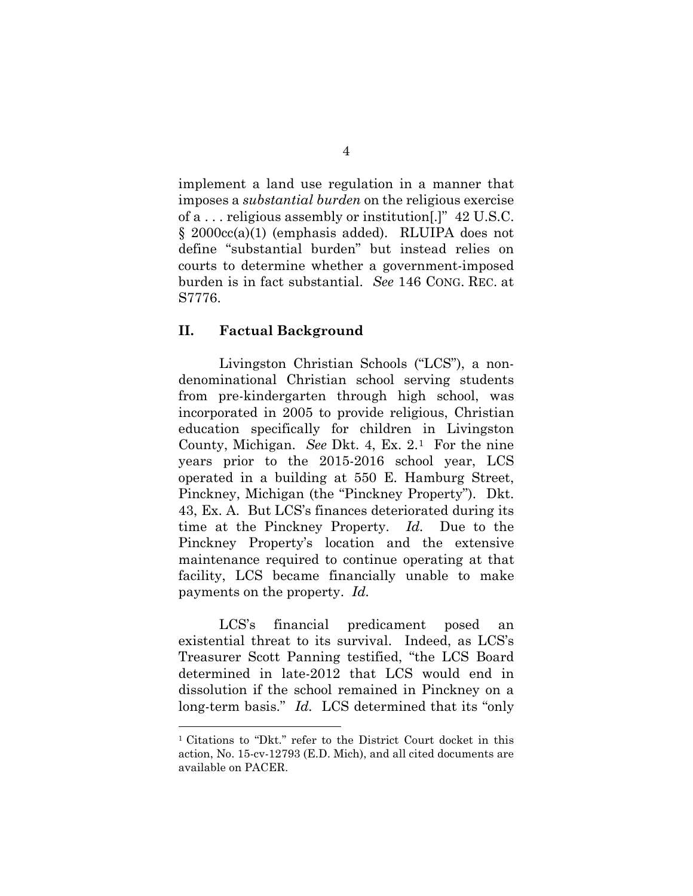implement a land use regulation in a manner that imposes a *substantial burden* on the religious exercise of a . . . religious assembly or institution[.]" 42 U.S.C. § 2000cc(a)(1) (emphasis added). RLUIPA does not define "substantial burden" but instead relies on courts to determine whether a government-imposed burden is in fact substantial. *See* 146 CONG. REC. at S7776.

## II. Factual Background

Livingston Christian Schools ("LCS"), a non-denominational Christian school serving students from pre-kindergarten through high school, was incorporated in 2005 to provide religious, Christian education specifically for children in Livingston County, Michigan. *See* Dkt. 4, Ex. 2.[1] For the nine years prior to the 2015-2016 school year, LCS operated in a building at 550 E. Hamburg Street, Pinckney, Michigan (the "Pinckney Property"). Dkt. 43, Ex. A. But LCS's finances deteriorated during its time at the Pinckney Property. *Id.* Due to the Pinckney Property's location and the extensive maintenance required to continue operating at that facility, LCS became financially unable to make payments on the property. *Id.*

LCS's financial predicament posed an existential threat to its survival. Indeed, as LCS's Treasurer Scott Panning testified, "the LCS Board determined in late-2012 that LCS would end in dissolution if the school remained in Pinckney on a long-term basis." *Id.* LCS determined that its "only

[1] Citations to "Dkt." refer to the District Court docket in this action, No. 15-cv-12793 (E.D. Mich), and all cited documents are available on PACER.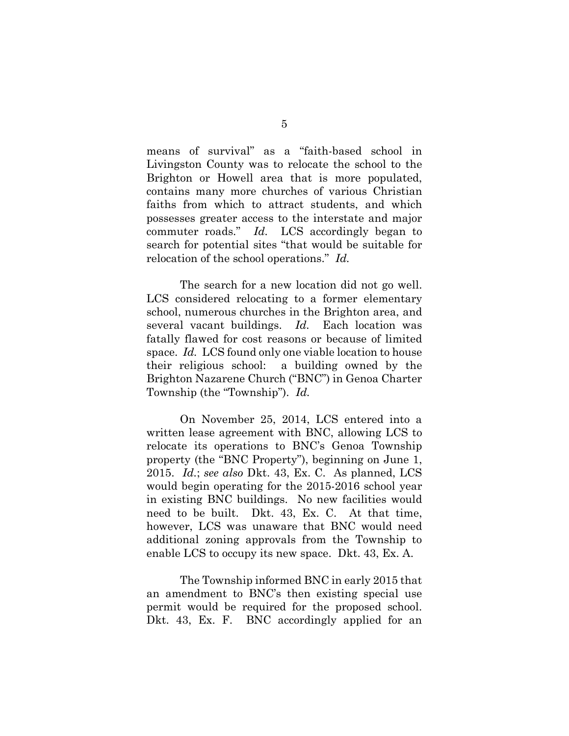means of survival" as a "faith-based school in Livingston County was to relocate the school to the Brighton or Howell area that is more populated, contains many more churches of various Christian faiths from which to attract students, and which possesses greater access to the interstate and major commuter roads." *Id.* LCS accordingly began to search for potential sites "that would be suitable for relocation of the school operations." *Id.*

The search for a new location did not go well. LCS considered relocating to a former elementary school, numerous churches in the Brighton area, and several vacant buildings. *Id.* Each location was fatally flawed for cost reasons or because of limited space. *Id.* LCS found only one viable location to house their religious school: a building owned by the Brighton Nazarene Church ("BNC") in Genoa Charter Township (the "Township"). *Id.*

On November 25, 2014, LCS entered into a written lease agreement with BNC, allowing LCS to relocate its operations to BNC's Genoa Township property (the "BNC Property"), beginning on June 1, 2015. *Id.*; *see also* Dkt. 43, Ex. C. As planned, LCS would begin operating for the 2015-2016 school year in existing BNC buildings. No new facilities would need to be built. Dkt. 43, Ex. C. At that time, however, LCS was unaware that BNC would need additional zoning approvals from the Township to enable LCS to occupy its new space. Dkt. 43, Ex. A.

The Township informed BNC in early 2015 that an amendment to BNC's then existing special use permit would be required for the proposed school. Dkt. 43, Ex. F. BNC accordingly applied for an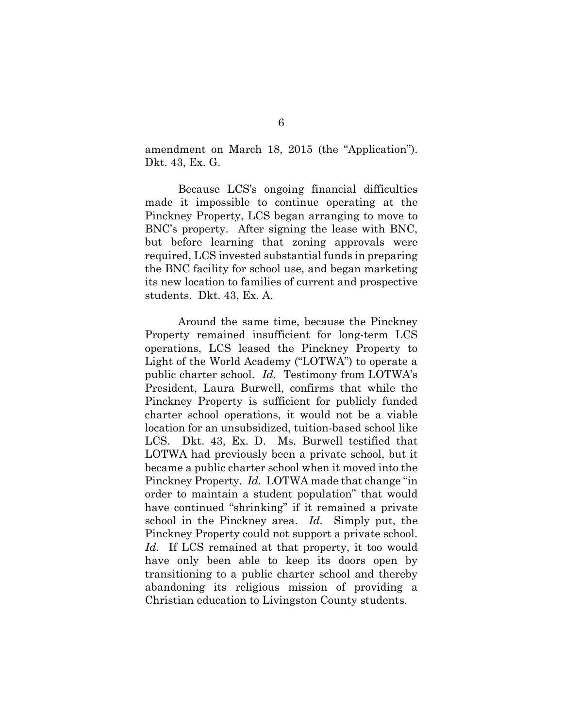amendment on March 18, 2015 (the "Application"). Dkt. 43, Ex. G.

Because LCS's ongoing financial difficulties made it impossible to continue operating at the Pinckney Property, LCS began arranging to move to BNC's property. After signing the lease with BNC, but before learning that zoning approvals were required, LCS invested substantial funds in preparing the BNC facility for school use, and began marketing its new location to families of current and prospective students. Dkt. 43, Ex. A.

Around the same time, because the Pinckney Property remained insufficient for long-term LCS operations, LCS leased the Pinckney Property to Light of the World Academy ("LOTWA") to operate a public charter school. *Id.* Testimony from LOTWA's President, Laura Burwell, confirms that while the Pinckney Property is sufficient for publicly funded charter school operations, it would not be a viable location for an unsubsidized, tuition-based school like LCS. Dkt. 43, Ex. D. Ms. Burwell testified that LOTWA had previously been a private school, but it became a public charter school when it moved into the Pinckney Property. *Id.* LOTWA made that change "in order to maintain a student population" that would have continued "shrinking" if it remained a private school in the Pinckney area. *Id.* Simply put, the Pinckney Property could not support a private school. *Id.* If LCS remained at that property, it too would have only been able to keep its doors open by transitioning to a public charter school and thereby abandoning its religious mission of providing a Christian education to Livingston County students.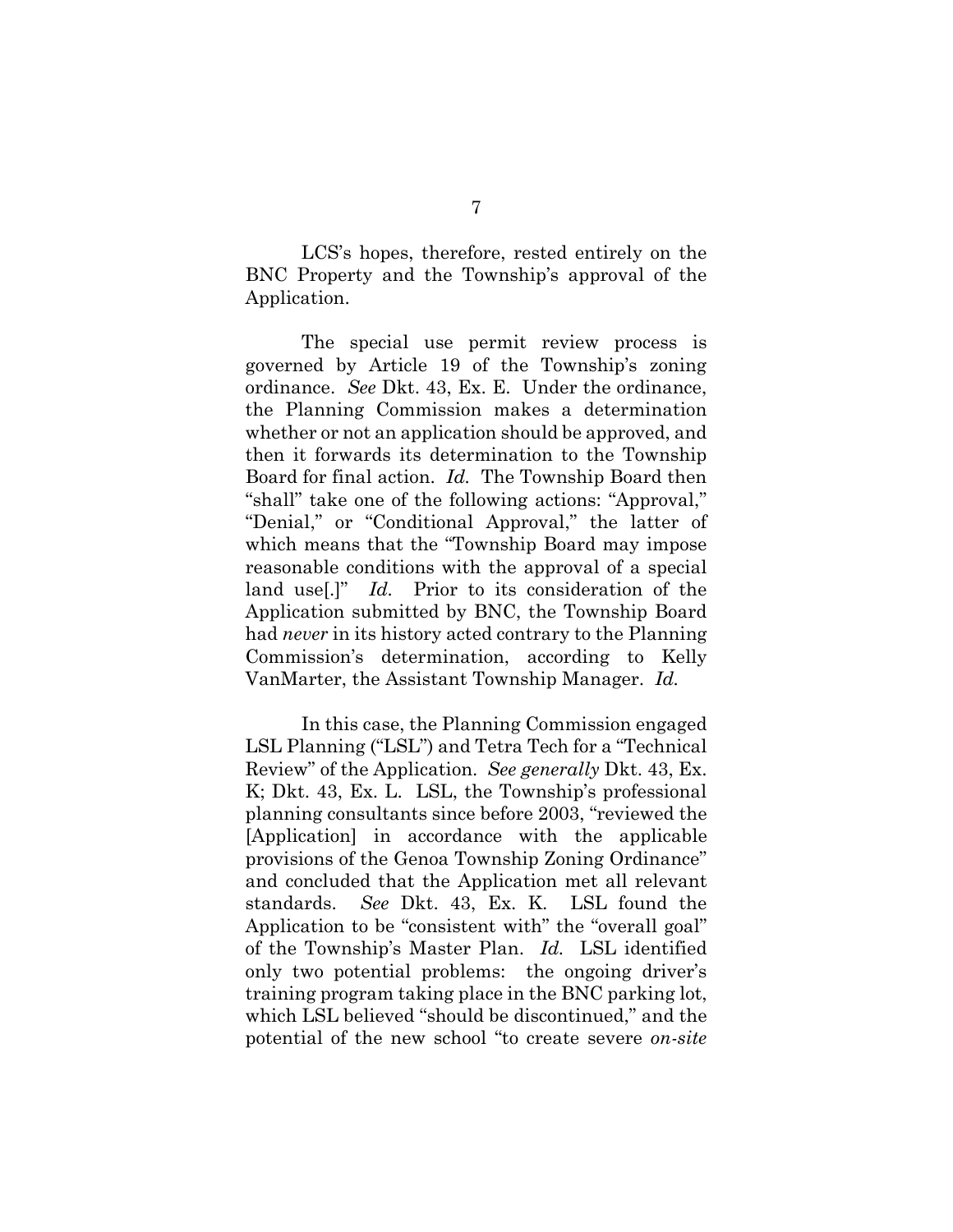LCS's hopes, therefore, rested entirely on the BNC Property and the Township's approval of the Application.

The special use permit review process is governed by Article 19 of the Township's zoning ordinance. *See* Dkt. 43, Ex. E. Under the ordinance, the Planning Commission makes a determination whether or not an application should be approved, and then it forwards its determination to the Township Board for final action. *Id.* The Township Board then "shall" take one of the following actions: "Approval," "Denial," or "Conditional Approval," the latter of which means that the "Township Board may impose reasonable conditions with the approval of a special land use[.]" *Id.* Prior to its consideration of the Application submitted by BNC, the Township Board had *never* in its history acted contrary to the Planning Commission's determination, according to Kelly VanMarter, the Assistant Township Manager. *Id.*

In this case, the Planning Commission engaged LSL Planning ("LSL") and Tetra Tech for a "Technical Review" of the Application. *See generally* Dkt. 43, Ex. K; Dkt. 43, Ex. L. LSL, the Township's professional planning consultants since before 2003, "reviewed the [Application] in accordance with the applicable provisions of the Genoa Township Zoning Ordinance" and concluded that the Application met all relevant standards. *See* Dkt. 43, Ex. K. LSL found the Application to be "consistent with" the "overall goal" of the Township's Master Plan. *Id.* LSL identified only two potential problems: the ongoing driver's training program taking place in the BNC parking lot, which LSL believed "should be discontinued," and the potential of the new school "to create severe *on-site*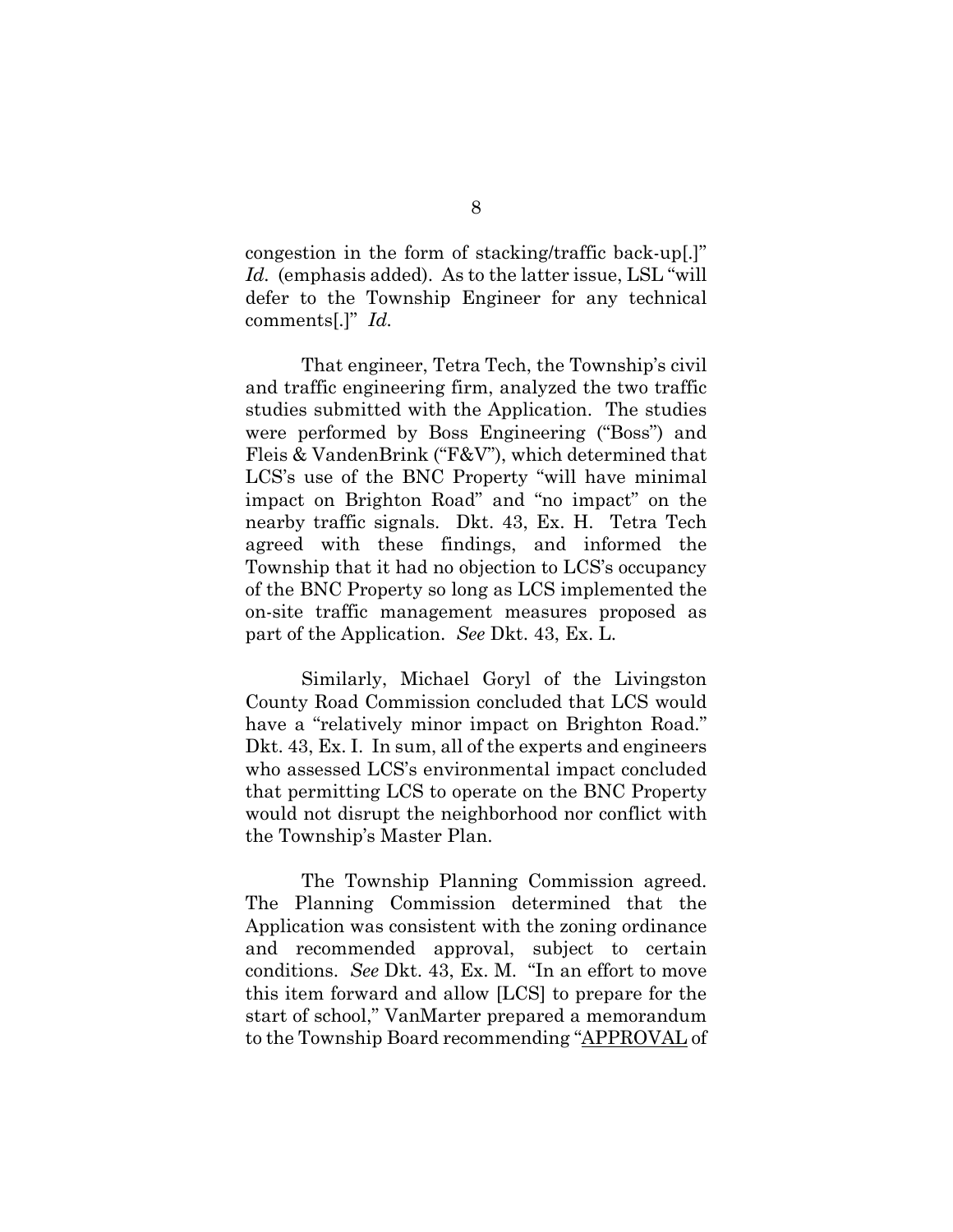congestion in the form of stacking/traffic back-up[.]" *Id.* (emphasis added). As to the latter issue, LSL "will defer to the Township Engineer for any technical comments[.]" *Id.*

That engineer, Tetra Tech, the Township's civil and traffic engineering firm, analyzed the two traffic studies submitted with the Application. The studies were performed by Boss Engineering ("Boss") and Fleis & VandenBrink ("F&V"), which determined that LCS's use of the BNC Property "will have minimal impact on Brighton Road" and "no impact" on the nearby traffic signals. Dkt. 43, Ex. H. Tetra Tech agreed with these findings, and informed the Township that it had no objection to LCS's occupancy of the BNC Property so long as LCS implemented the on-site traffic management measures proposed as part of the Application. *See* Dkt. 43, Ex. L.

Similarly, Michael Goryl of the Livingston County Road Commission concluded that LCS would have a "relatively minor impact on Brighton Road." Dkt. 43, Ex. I. In sum, all of the experts and engineers who assessed LCS's environmental impact concluded that permitting LCS to operate on the BNC Property would not disrupt the neighborhood nor conflict with the Township's Master Plan.

The Township Planning Commission agreed. The Planning Commission determined that the Application was consistent with the zoning ordinance and recommended approval, subject to certain conditions. *See* Dkt. 43, Ex. M. "In an effort to move this item forward and allow [LCS] to prepare for the start of school," VanMarter prepared a memorandum to the Township Board recommending "<u>APPROVAL</u> of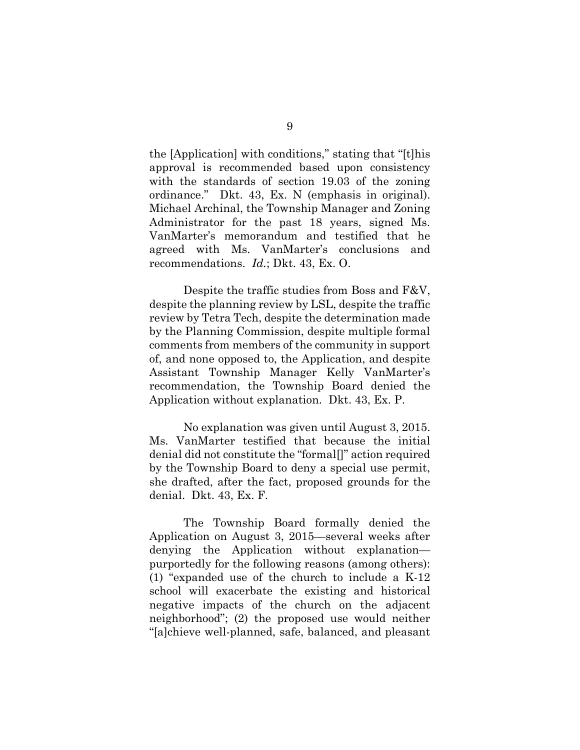the [Application] with conditions," stating that "[t]his approval is recommended based upon consistency with the standards of section 19.03 of the zoning ordinance." Dkt. 43, Ex. N (emphasis in original). Michael Archinal, the Township Manager and Zoning Administrator for the past 18 years, signed Ms. VanMarter's memorandum and testified that he agreed with Ms. VanMarter's conclusions and recommendations. *Id.*; Dkt. 43, Ex. O.

Despite the traffic studies from Boss and F&V, despite the planning review by LSL, despite the traffic review by Tetra Tech, despite the determination made by the Planning Commission, despite multiple formal comments from members of the community in support of, and none opposed to, the Application, and despite Assistant Township Manager Kelly VanMarter's recommendation, the Township Board denied the Application without explanation. Dkt. 43, Ex. P.

No explanation was given until August 3, 2015. Ms. VanMarter testified that because the initial denial did not constitute the "formal[]" action required by the Township Board to deny a special use permit, she drafted, after the fact, proposed grounds for the denial. Dkt. 43, Ex. F.

The Township Board formally denied the Application on August 3, 2015—several weeks after denying the Application without explanation—purportedly for the following reasons (among others): (1) "expanded use of the church to include a K-12 school will exacerbate the existing and historical negative impacts of the church on the adjacent neighborhood"; (2) the proposed use would neither "[a]chieve well-planned, safe, balanced, and pleasant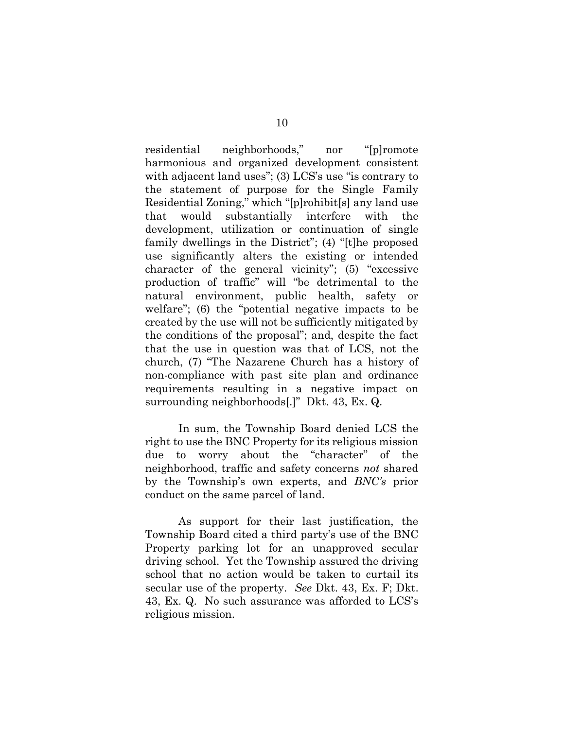residential neighborhoods," nor "[p]romote harmonious and organized development consistent with adjacent land uses"; (3) LCS's use "is contrary to the statement of purpose for the Single Family Residential Zoning," which "[p]rohibit[s] any land use that would substantially interfere with the development, utilization or continuation of single family dwellings in the District"; (4) "[t]he proposed use significantly alters the existing or intended character of the general vicinity"; (5) "excessive production of traffic" will "be detrimental to the natural environment, public health, safety or welfare"; (6) the "potential negative impacts to be created by the use will not be sufficiently mitigated by the conditions of the proposal"; and, despite the fact that the use in question was that of LCS, not the church, (7) "The Nazarene Church has a history of non-compliance with past site plan and ordinance requirements resulting in a negative impact on surrounding neighborhoods[.]" Dkt. 43, Ex. Q.

In sum, the Township Board denied LCS the right to use the BNC Property for its religious mission due to worry about the "character" of the neighborhood, traffic and safety concerns *not* shared by the Township's own experts, and *BNC's* prior conduct on the same parcel of land.

As support for their last justification, the Township Board cited a third party's use of the BNC Property parking lot for an unapproved secular driving school. Yet the Township assured the driving school that no action would be taken to curtail its secular use of the property. *See* Dkt. 43, Ex. F; Dkt. 43, Ex. Q. No such assurance was afforded to LCS's religious mission.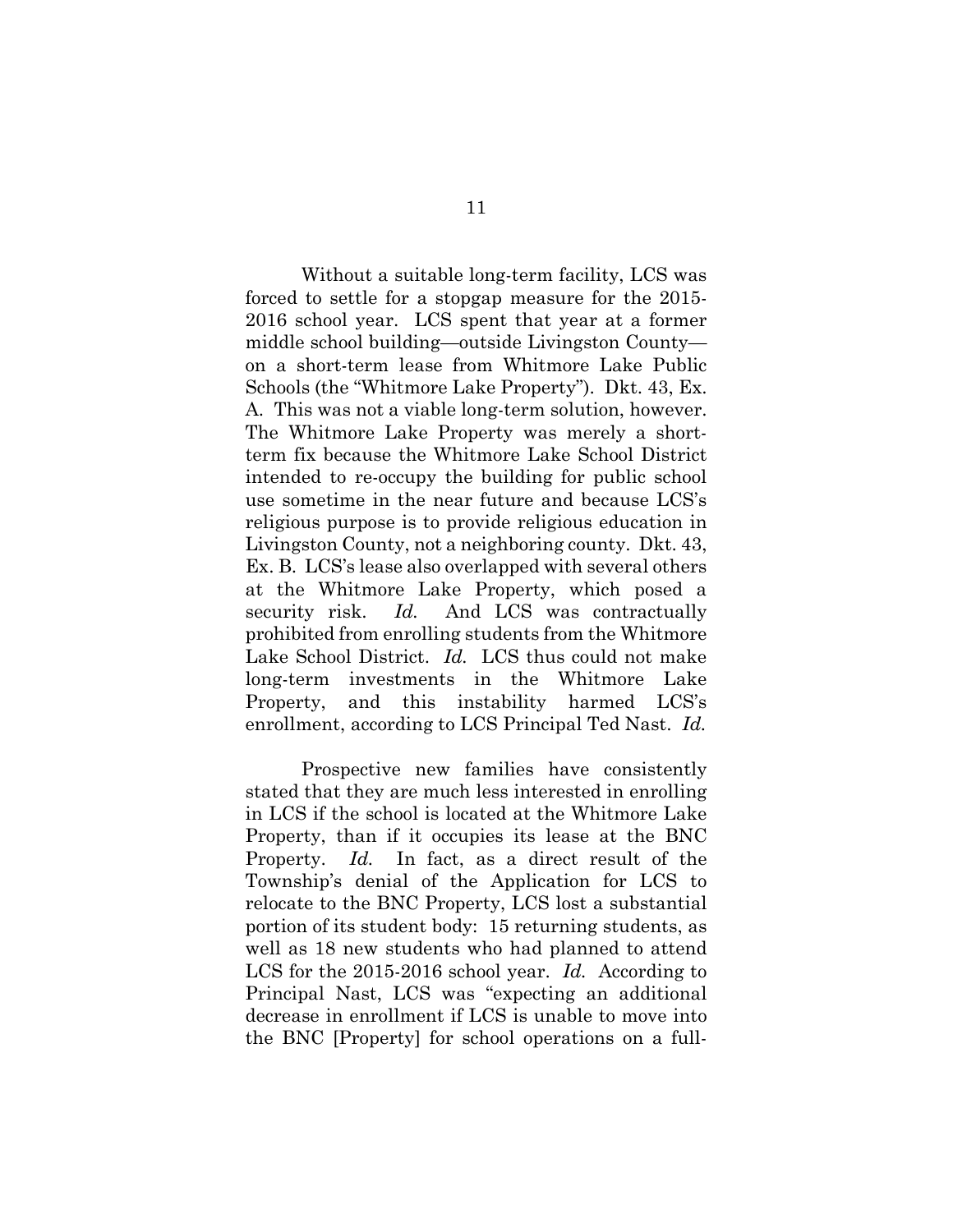Without a suitable long-term facility, LCS was forced to settle for a stopgap measure for the 2015-2016 school year. LCS spent that year at a former middle school building—outside Livingston County—on a short-term lease from Whitmore Lake Public Schools (the "Whitmore Lake Property"). Dkt. 43, Ex. A. This was not a viable long-term solution, however. The Whitmore Lake Property was merely a short-term fix because the Whitmore Lake School District intended to re-occupy the building for public school use sometime in the near future and because LCS's religious purpose is to provide religious education in Livingston County, not a neighboring county. Dkt. 43, Ex. B. LCS's lease also overlapped with several others at the Whitmore Lake Property, which posed a security risk. *Id.* And LCS was contractually prohibited from enrolling students from the Whitmore Lake School District. *Id.* LCS thus could not make long-term investments in the Whitmore Lake Property, and this instability harmed LCS's enrollment, according to LCS Principal Ted Nast. *Id.*

Prospective new families have consistently stated that they are much less interested in enrolling in LCS if the school is located at the Whitmore Lake Property, than if it occupies its lease at the BNC Property. *Id.* In fact, as a direct result of the Township's denial of the Application for LCS to relocate to the BNC Property, LCS lost a substantial portion of its student body: 15 returning students, as well as 18 new students who had planned to attend LCS for the 2015-2016 school year. *Id.* According to Principal Nast, LCS was "expecting an additional decrease in enrollment if LCS is unable to move into the BNC [Property] for school operations on a full-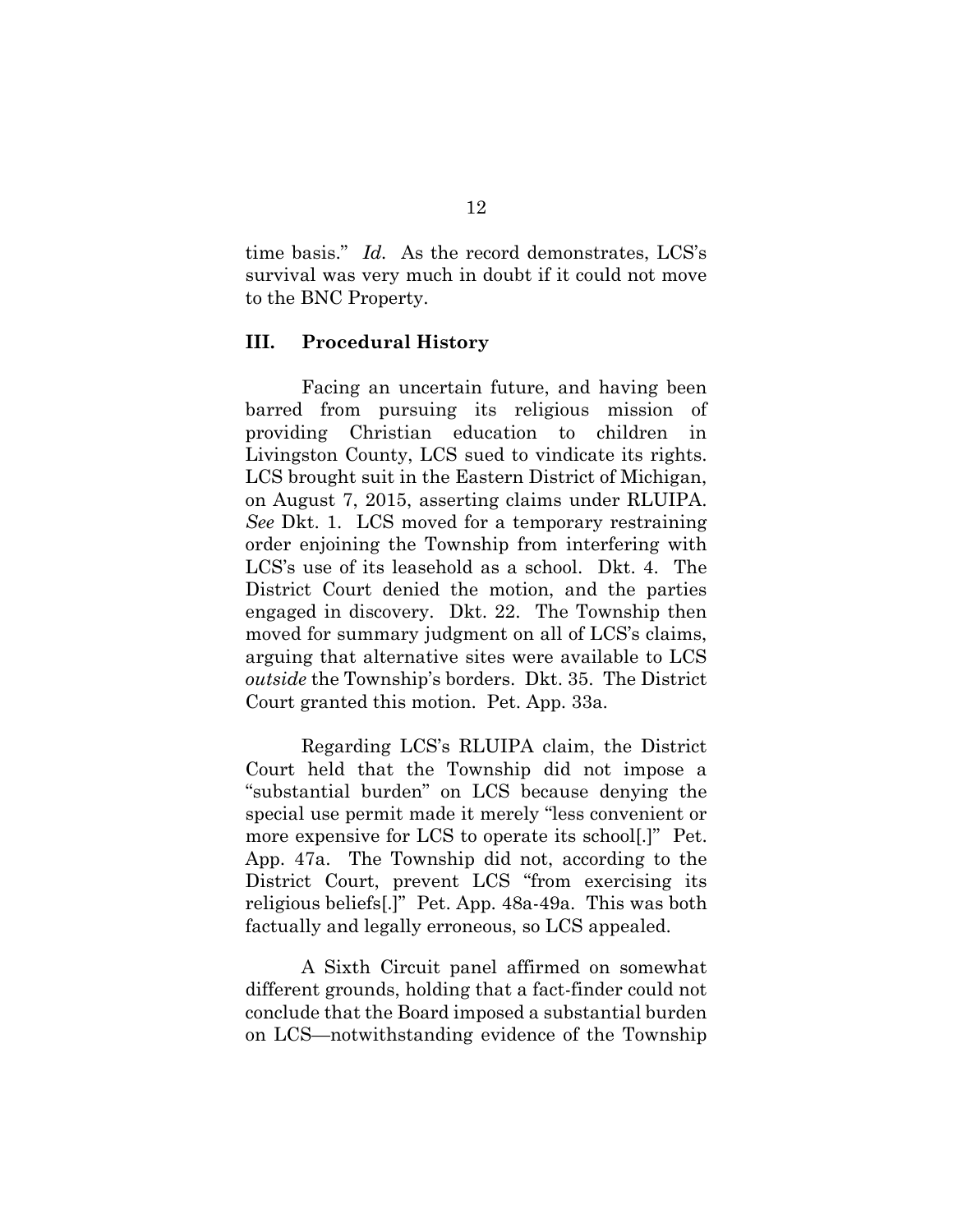time basis." *Id.* As the record demonstrates, LCS's survival was very much in doubt if it could not move to the BNC Property.

## III. Procedural History

Facing an uncertain future, and having been barred from pursuing its religious mission of providing Christian education to children in Livingston County, LCS sued to vindicate its rights. LCS brought suit in the Eastern District of Michigan, on August 7, 2015, asserting claims under RLUIPA. *See* Dkt. 1. LCS moved for a temporary restraining order enjoining the Township from interfering with LCS's use of its leasehold as a school. Dkt. 4. The District Court denied the motion, and the parties engaged in discovery. Dkt. 22. The Township then moved for summary judgment on all of LCS's claims, arguing that alternative sites were available to LCS *outside* the Township's borders. Dkt. 35. The District Court granted this motion. Pet. App. 33a.

Regarding LCS's RLUIPA claim, the District Court held that the Township did not impose a "substantial burden" on LCS because denying the special use permit made it merely "less convenient or more expensive for LCS to operate its school[.]" Pet. App. 47a. The Township did not, according to the District Court, prevent LCS "from exercising its religious beliefs[.]" Pet. App. 48a-49a. This was both factually and legally erroneous, so LCS appealed.

A Sixth Circuit panel affirmed on somewhat different grounds, holding that a fact-finder could not conclude that the Board imposed a substantial burden on LCS—notwithstanding evidence of the Township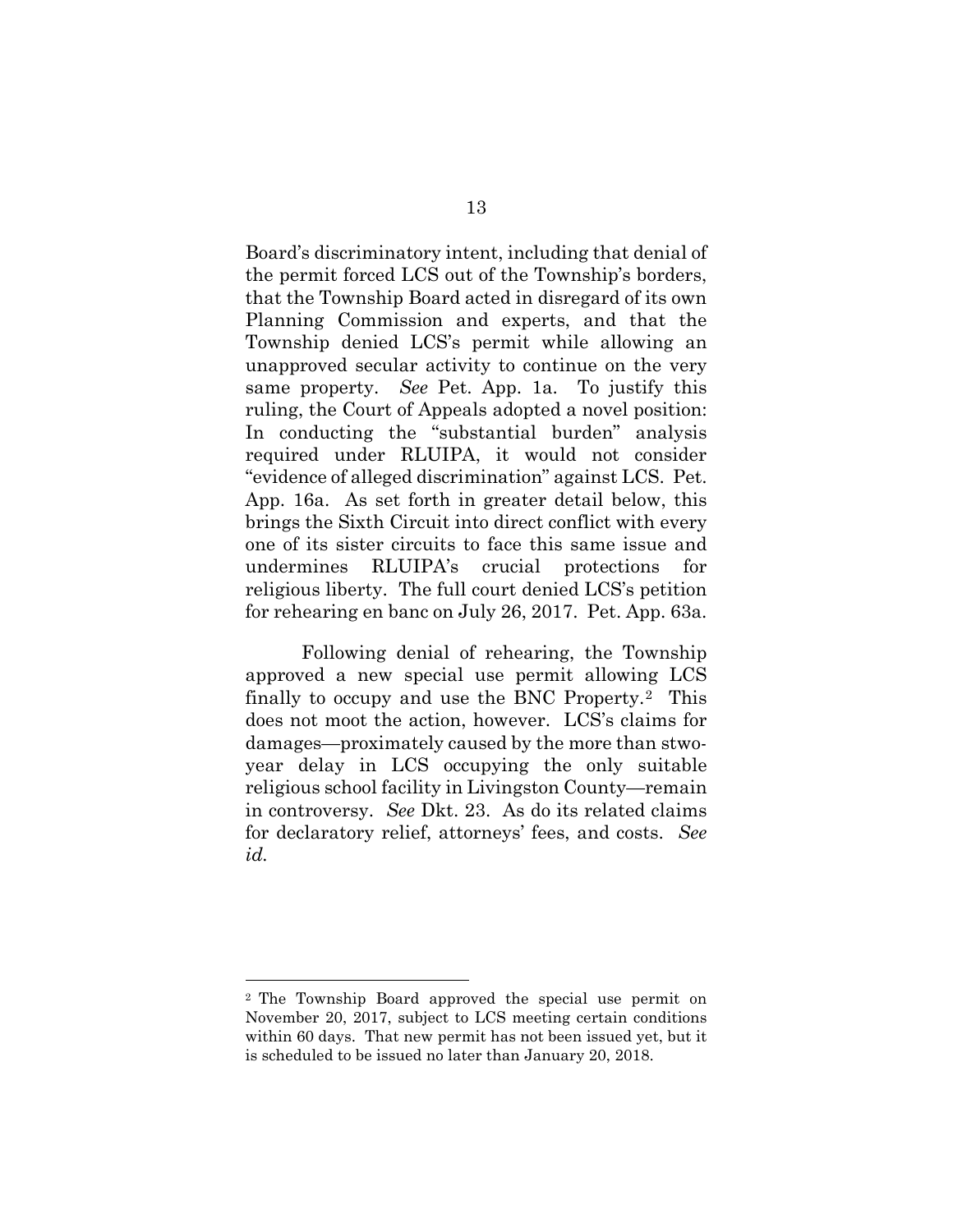Board's discriminatory intent, including that denial of the permit forced LCS out of the Township's borders, that the Township Board acted in disregard of its own Planning Commission and experts, and that the Township denied LCS's permit while allowing an unapproved secular activity to continue on the very same property. *See* Pet. App. 1a. To justify this ruling, the Court of Appeals adopted a novel position: In conducting the "substantial burden" analysis required under RLUIPA, it would not consider "evidence of alleged discrimination" against LCS. Pet. App. 16a. As set forth in greater detail below, this brings the Sixth Circuit into direct conflict with every one of its sister circuits to face this same issue and undermines RLUIPA's crucial protections for religious liberty. The full court denied LCS's petition for rehearing en banc on July 26, 2017. Pet. App. 63a.

Following denial of rehearing, the Township approved a new special use permit allowing LCS finally to occupy and use the BNC Property.[2] This does not moot the action, however. LCS's claims for damages—proximately caused by the more than stwo-year delay in LCS occupying the only suitable religious school facility in Livingston County—remain in controversy. *See* Dkt. 23. As do its related claims for declaratory relief, attorneys' fees, and costs. *See id.*

---

[2] The Township Board approved the special use permit on November 20, 2017, subject to LCS meeting certain conditions within 60 days. That new permit has not been issued yet, but it is scheduled to be issued no later than January 20, 2018.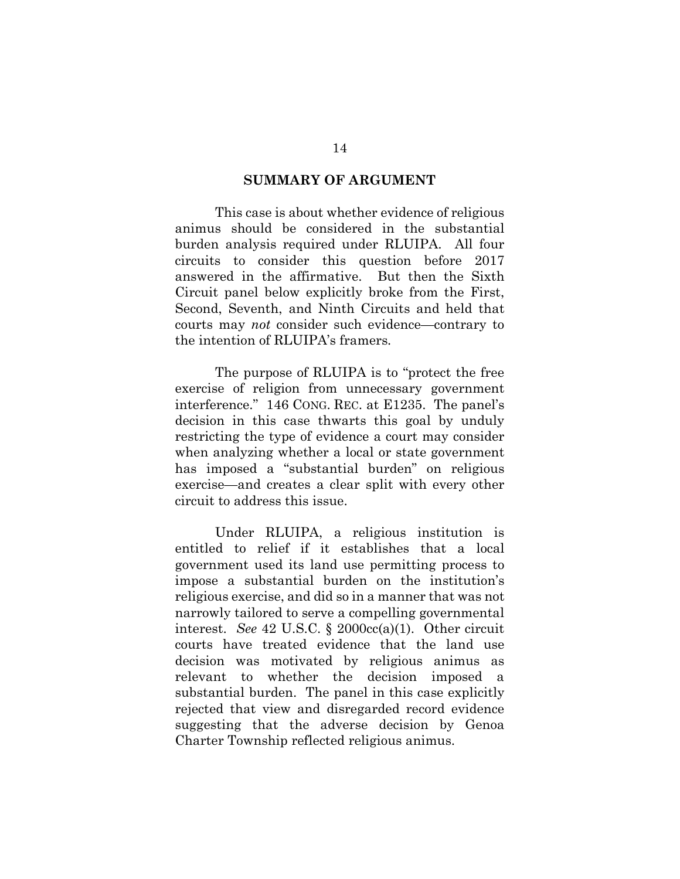## SUMMARY OF ARGUMENT

This case is about whether evidence of religious animus should be considered in the substantial burden analysis required under RLUIPA. All four circuits to consider this question before 2017 answered in the affirmative. But then the Sixth Circuit panel below explicitly broke from the First, Second, Seventh, and Ninth Circuits and held that courts may *not* consider such evidence—contrary to the intention of RLUIPA's framers.

The purpose of RLUIPA is to "protect the free exercise of religion from unnecessary government interference." 146 CONG. REC. at E1235. The panel's decision in this case thwarts this goal by unduly restricting the type of evidence a court may consider when analyzing whether a local or state government has imposed a "substantial burden" on religious exercise—and creates a clear split with every other circuit to address this issue.

Under RLUIPA, a religious institution is entitled to relief if it establishes that a local government used its land use permitting process to impose a substantial burden on the institution's religious exercise, and did so in a manner that was not narrowly tailored to serve a compelling governmental interest. *See* 42 U.S.C. § 2000cc(a)(1). Other circuit courts have treated evidence that the land use decision was motivated by religious animus as relevant to whether the decision imposed a substantial burden. The panel in this case explicitly rejected that view and disregarded record evidence suggesting that the adverse decision by Genoa Charter Township reflected religious animus.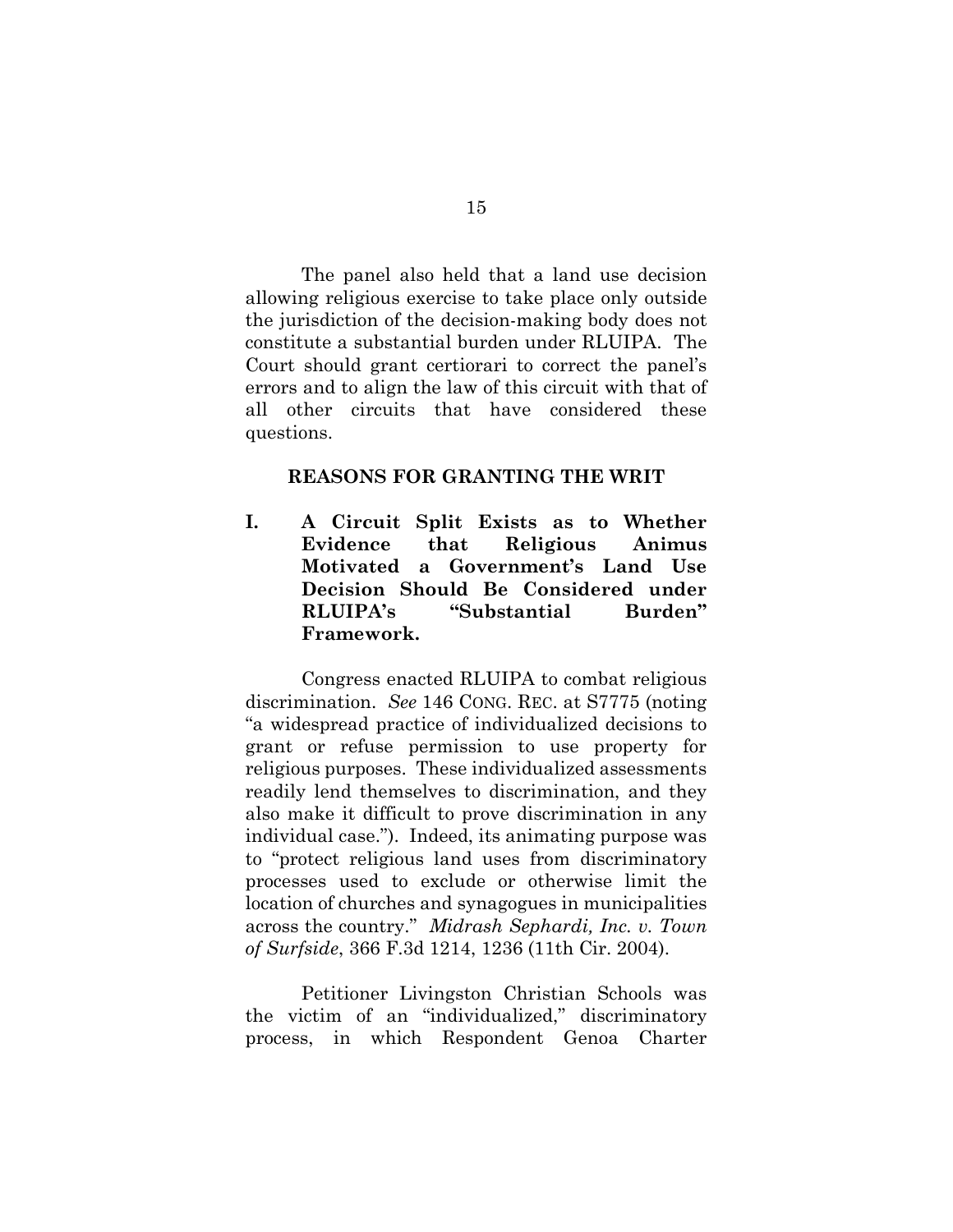The panel also held that a land use decision allowing religious exercise to take place only outside the jurisdiction of the decision-making body does not constitute a substantial burden under RLUIPA. The Court should grant certiorari to correct the panel's errors and to align the law of this circuit with that of all other circuits that have considered these questions.

## REASONS FOR GRANTING THE WRIT

### I. A Circuit Split Exists as to Whether Evidence that Religious Animus Motivated a Government's Land Use Decision Should Be Considered under RLUIPA's "Substantial Burden" Framework.

Congress enacted RLUIPA to combat religious discrimination. *See* 146 CONG. REC. at S7775 (noting "a widespread practice of individualized decisions to grant or refuse permission to use property for religious purposes. These individualized assessments readily lend themselves to discrimination, and they also make it difficult to prove discrimination in any individual case."). Indeed, its animating purpose was to "protect religious land uses from discriminatory processes used to exclude or otherwise limit the location of churches and synagogues in municipalities across the country." *Midrash Sephardi, Inc. v. Town of Surfside*, 366 F.3d 1214, 1236 (11th Cir. 2004).

Petitioner Livingston Christian Schools was the victim of an "individualized," discriminatory process, in which Respondent Genoa Charter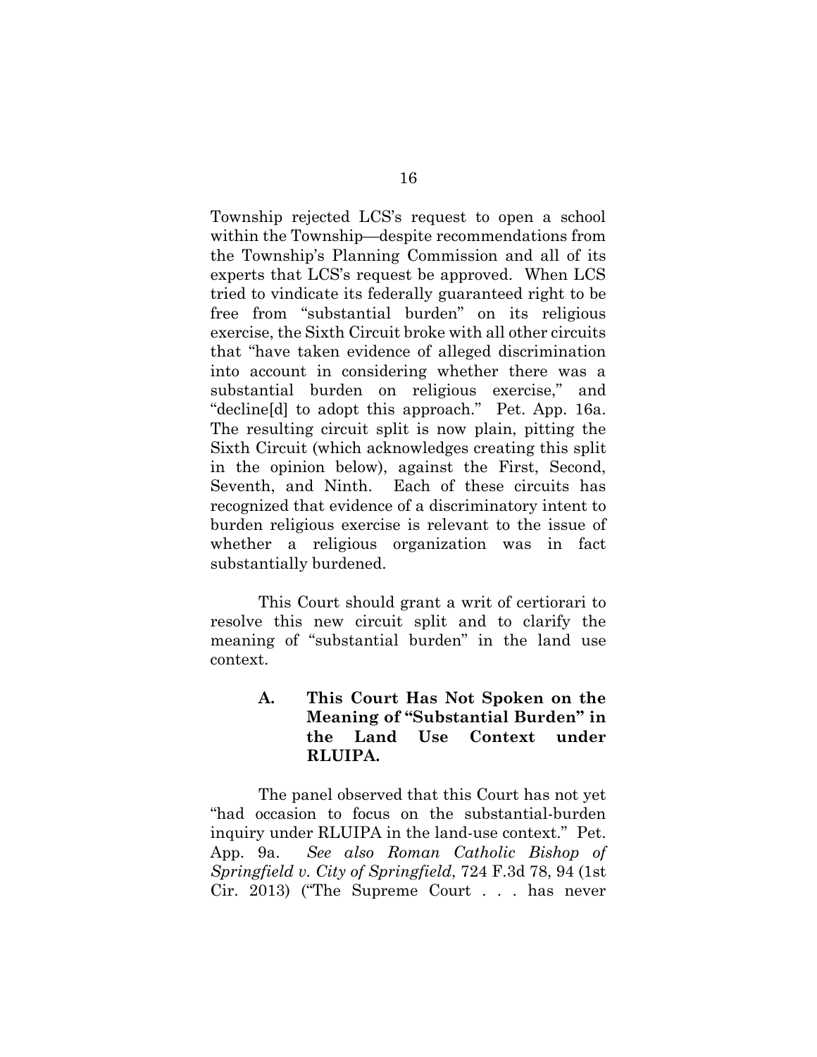Township rejected LCS's request to open a school within the Township—despite recommendations from the Township's Planning Commission and all of its experts that LCS's request be approved. When LCS tried to vindicate its federally guaranteed right to be free from "substantial burden" on its religious exercise, the Sixth Circuit broke with all other circuits that "have taken evidence of alleged discrimination into account in considering whether there was a substantial burden on religious exercise," and "decline[d] to adopt this approach." Pet. App. 16a. The resulting circuit split is now plain, pitting the Sixth Circuit (which acknowledges creating this split in the opinion below), against the First, Second, Seventh, and Ninth. Each of these circuits has recognized that evidence of a discriminatory intent to burden religious exercise is relevant to the issue of whether a religious organization was in fact substantially burdened.

This Court should grant a writ of certiorari to resolve this new circuit split and to clarify the meaning of "substantial burden" in the land use context.

### A. This Court Has Not Spoken on the Meaning of "Substantial Burden" in the Land Use Context under RLUIPA.

The panel observed that this Court has not yet "had occasion to focus on the substantial-burden inquiry under RLUIPA in the land-use context." Pet. App. 9a. *See also Roman Catholic Bishop of Springfield v. City of Springfield*, 724 F.3d 78, 94 (1st Cir. 2013) ("The Supreme Court . . . has never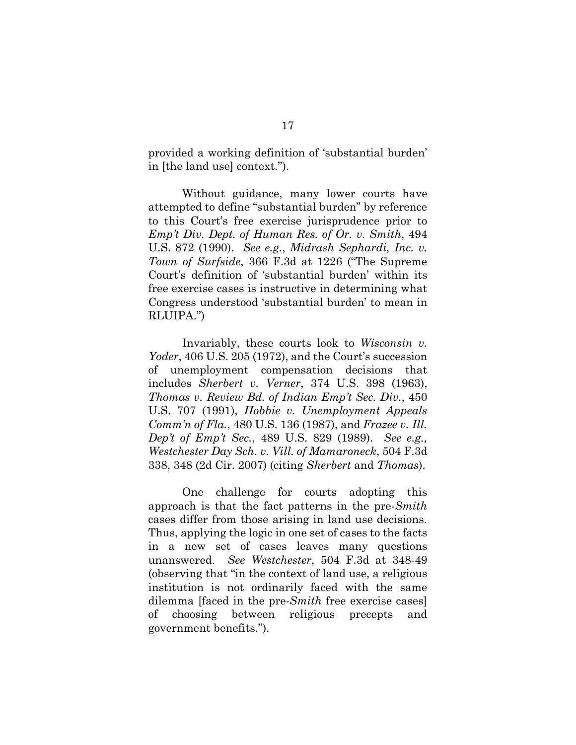provided a working definition of 'substantial burden' in [the land use] context.").

Without guidance, many lower courts have attempted to define "substantial burden" by reference to this Court's free exercise jurisprudence prior to *Emp't Div. Dept. of Human Res. of Or. v. Smith*, 494 U.S. 872 (1990). *See e.g.*, *Midrash Sephardi, Inc. v. Town of Surfside*, 366 F.3d at 1226 ("The Supreme Court's definition of 'substantial burden' within its free exercise cases is instructive in determining what Congress understood 'substantial burden' to mean in RLUIPA.")

Invariably, these courts look to *Wisconsin v. Yoder*, 406 U.S. 205 (1972), and the Court's succession of unemployment compensation decisions that includes *Sherbert v. Verner*, 374 U.S. 398 (1963), *Thomas v. Review Bd. of Indian Emp't Sec. Div.*, 450 U.S. 707 (1991), *Hobbie v. Unemployment Appeals Comm'n of Fla.*, 480 U.S. 136 (1987), and *Frazee v. Ill. Dep't of Emp't Sec.*, 489 U.S. 829 (1989). *See e.g., Westchester Day Sch. v. Vill. of Mamaroneck*, 504 F.3d 338, 348 (2d Cir. 2007) (citing *Sherbert* and *Thomas*).

One challenge for courts adopting this approach is that the fact patterns in the pre-*Smith* cases differ from those arising in land use decisions. Thus, applying the logic in one set of cases to the facts in a new set of cases leaves many questions unanswered. *See Westchester*, 504 F.3d at 348-49 (observing that "in the context of land use, a religious institution is not ordinarily faced with the same dilemma [faced in the pre-*Smith* free exercise cases] of choosing between religious precepts and government benefits.").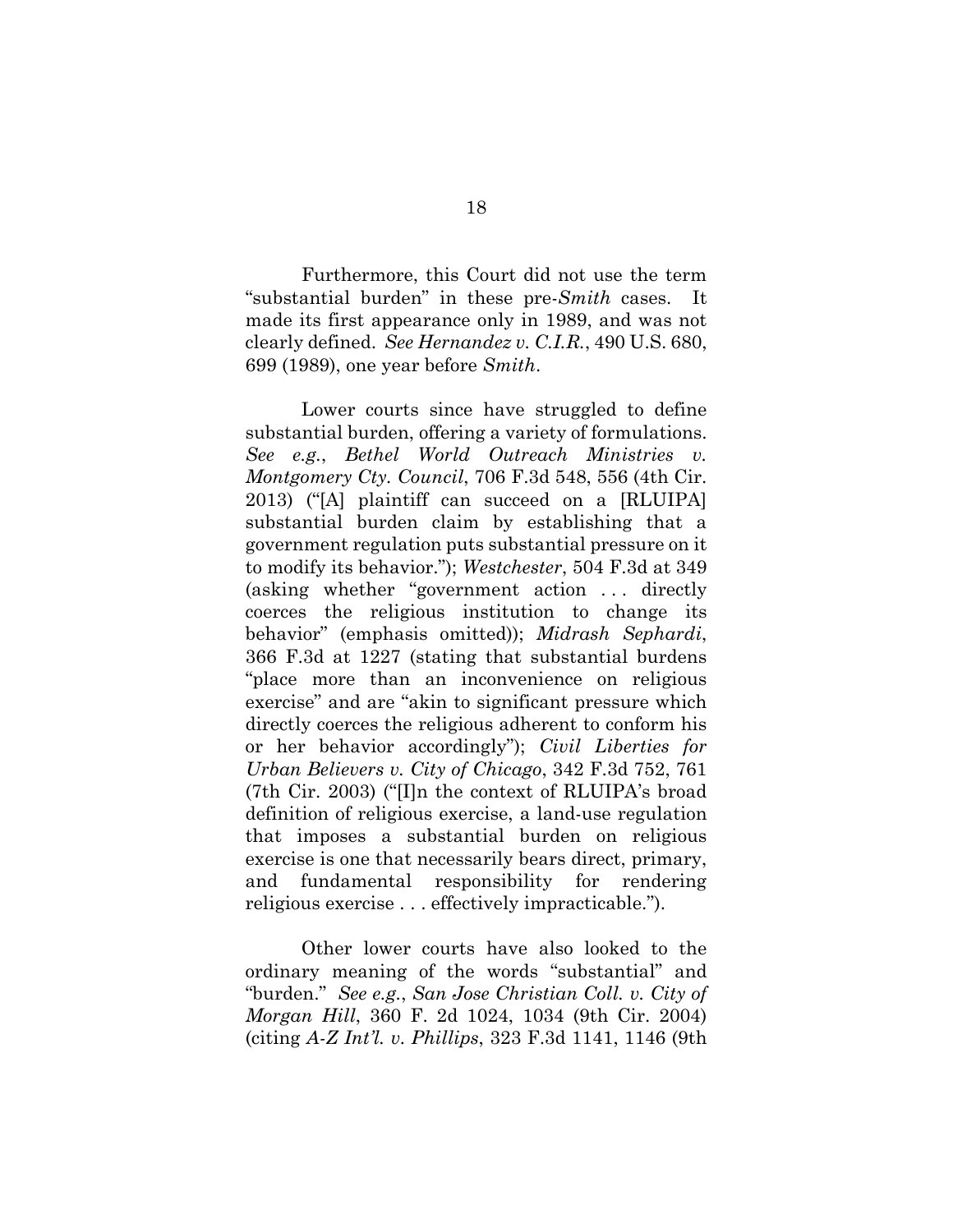Furthermore, this Court did not use the term "substantial burden" in these pre-*Smith* cases. It made its first appearance only in 1989, and was not clearly defined. *See Hernandez v. C.I.R.*, 490 U.S. 680, 699 (1989), one year before *Smith*.

Lower courts since have struggled to define substantial burden, offering a variety of formulations. *See e.g.*, *Bethel World Outreach Ministries v. Montgomery Cty. Council*, 706 F.3d 548, 556 (4th Cir. 2013) ("[A] plaintiff can succeed on a [RLUIPA] substantial burden claim by establishing that a government regulation puts substantial pressure on it to modify its behavior."); *Westchester*, 504 F.3d at 349 (asking whether "government action . . . directly coerces the religious institution to change its behavior" (emphasis omitted)); *Midrash Sephardi*, 366 F.3d at 1227 (stating that substantial burdens "place more than an inconvenience on religious exercise" and are "akin to significant pressure which directly coerces the religious adherent to conform his or her behavior accordingly"); *Civil Liberties for Urban Believers v. City of Chicago*, 342 F.3d 752, 761 (7th Cir. 2003) ("[I]n the context of RLUIPA's broad definition of religious exercise, a land-use regulation that imposes a substantial burden on religious exercise is one that necessarily bears direct, primary, and fundamental responsibility for rendering religious exercise . . . effectively impracticable.").

Other lower courts have also looked to the ordinary meaning of the words "substantial" and "burden." *See e.g.*, *San Jose Christian Coll. v. City of Morgan Hill*, 360 F. 2d 1024, 1034 (9th Cir. 2004) (citing *A-Z Int'l. v. Phillips*, 323 F.3d 1141, 1146 (9th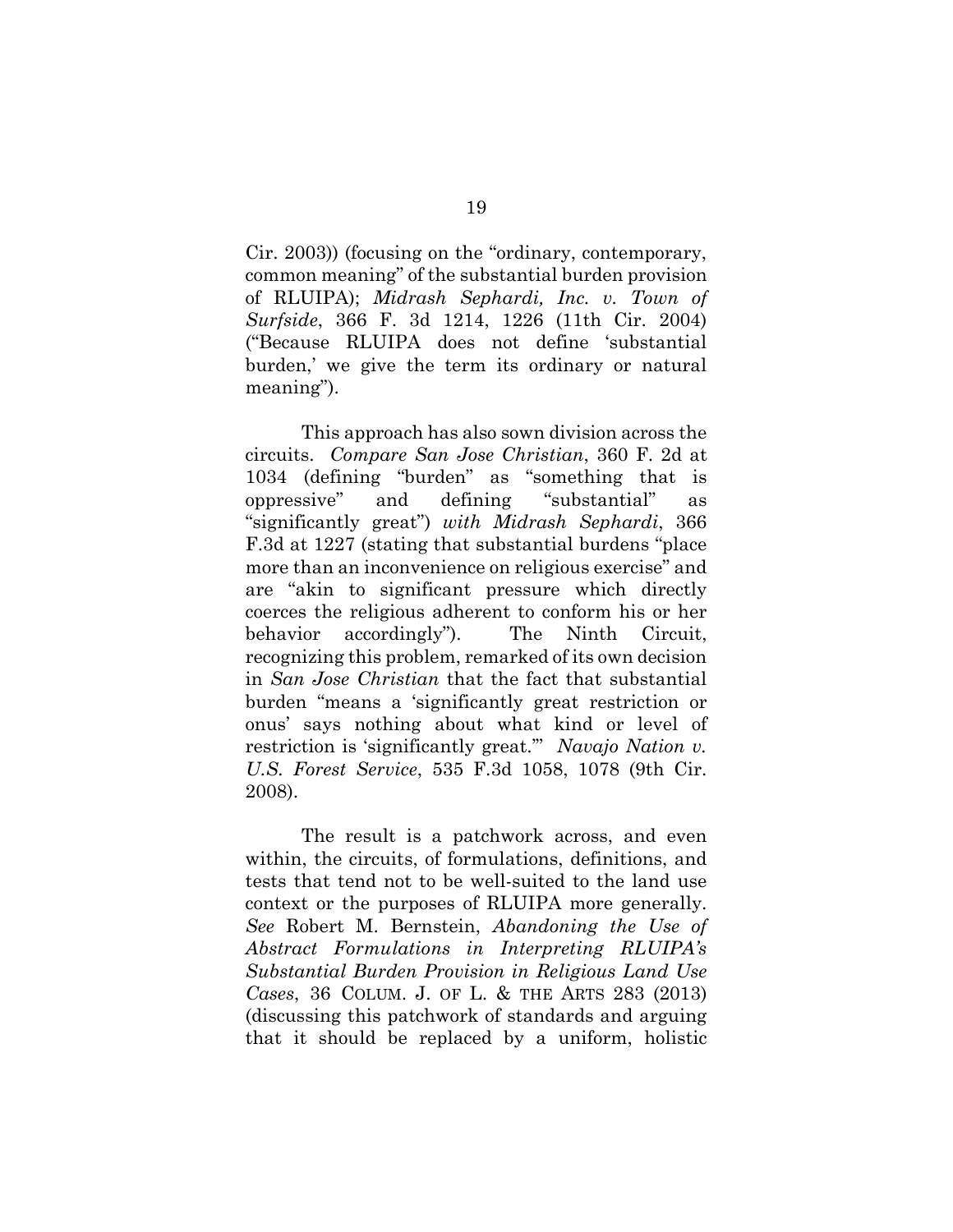Cir. 2003)) (focusing on the "ordinary, contemporary, common meaning" of the substantial burden provision of RLUIPA); *Midrash Sephardi, Inc. v. Town of Surfside*, 366 F. 3d 1214, 1226 (11th Cir. 2004) ("Because RLUIPA does not define 'substantial burden,' we give the term its ordinary or natural meaning").

This approach has also sown division across the circuits. *Compare San Jose Christian*, 360 F. 2d at 1034 (defining "burden" as "something that is oppressive" and defining "substantial" as "significantly great") *with Midrash Sephardi*, 366 F.3d at 1227 (stating that substantial burdens "place more than an inconvenience on religious exercise" and are "akin to significant pressure which directly coerces the religious adherent to conform his or her behavior accordingly"). The Ninth Circuit, recognizing this problem, remarked of its own decision in *San Jose Christian* that the fact that substantial burden "means a 'significantly great restriction or onus' says nothing about what kind or level of restriction is 'significantly great.'" *Navajo Nation v. U.S. Forest Service*, 535 F.3d 1058, 1078 (9th Cir. 2008).

The result is a patchwork across, and even within, the circuits, of formulations, definitions, and tests that tend not to be well-suited to the land use context or the purposes of RLUIPA more generally. *See* Robert M. Bernstein, *Abandoning the Use of Abstract Formulations in Interpreting RLUIPA's Substantial Burden Provision in Religious Land Use Cases*, 36 COLUM. J. OF L. & THE ARTS 283 (2013) (discussing this patchwork of standards and arguing that it should be replaced by a uniform, holistic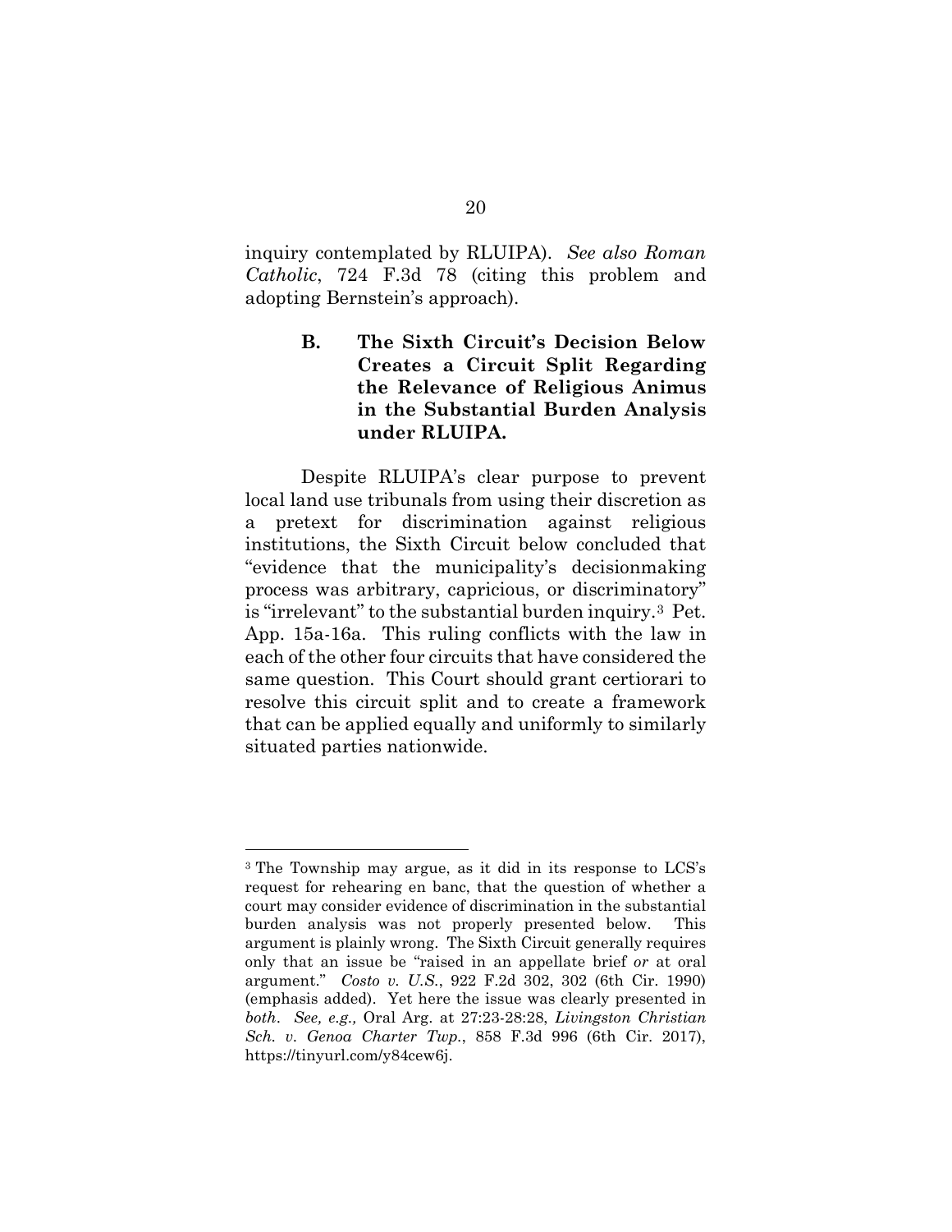inquiry contemplated by RLUIPA). *See also Roman Catholic*, 724 F.3d 78 (citing this problem and adopting Bernstein's approach).

### B. The Sixth Circuit's Decision Below Creates a Circuit Split Regarding the Relevance of Religious Animus in the Substantial Burden Analysis under RLUIPA.

Despite RLUIPA's clear purpose to prevent local land use tribunals from using their discretion as a pretext for discrimination against religious institutions, the Sixth Circuit below concluded that "evidence that the municipality's decisionmaking process was arbitrary, capricious, or discriminatory" is "irrelevant" to the substantial burden inquiry.[3] Pet. App. 15a-16a. This ruling conflicts with the law in each of the other four circuits that have considered the same question. This Court should grant certiorari to resolve this circuit split and to create a framework that can be applied equally and uniformly to similarly situated parties nationwide.

---

[3] The Township may argue, as it did in its response to LCS's request for rehearing en banc, that the question of whether a court may consider evidence of discrimination in the substantial burden analysis was not properly presented below. This argument is plainly wrong. The Sixth Circuit generally requires only that an issue be "raised in an appellate brief *or* at oral argument." *Costo v. U.S.*, 922 F.2d 302, 302 (6th Cir. 1990) (emphasis added). Yet here the issue was clearly presented in *both*. *See, e.g.,* Oral Arg. at 27:23-28:28, *Livingston Christian Sch. v. Genoa Charter Twp.*, 858 F.3d 996 (6th Cir. 2017), https://tinyurl.com/y84cew6j.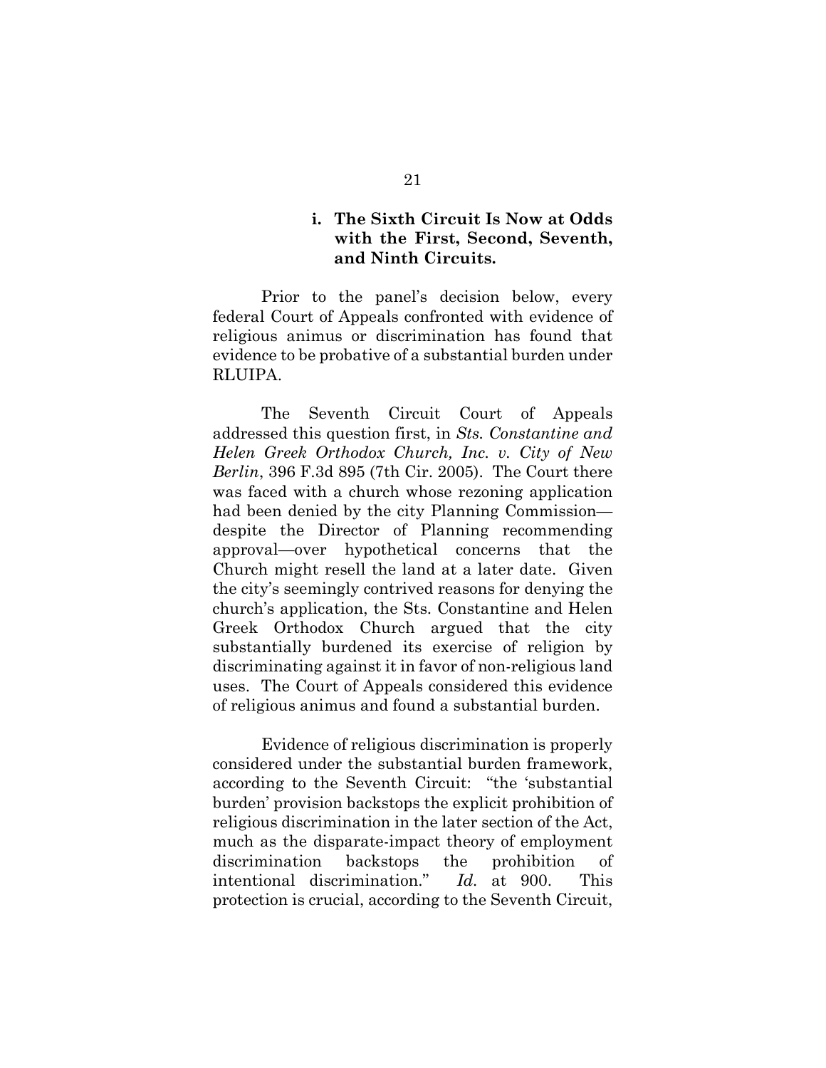#### i. The Sixth Circuit Is Now at Odds with the First, Second, Seventh, and Ninth Circuits.

Prior to the panel's decision below, every federal Court of Appeals confronted with evidence of religious animus or discrimination has found that evidence to be probative of a substantial burden under RLUIPA.

The Seventh Circuit Court of Appeals addressed this question first, in *Sts. Constantine and Helen Greek Orthodox Church, Inc. v. City of New Berlin*, 396 F.3d 895 (7th Cir. 2005). The Court there was faced with a church whose rezoning application had been denied by the city Planning Commission—despite the Director of Planning recommending approval—over hypothetical concerns that the Church might resell the land at a later date. Given the city's seemingly contrived reasons for denying the church's application, the Sts. Constantine and Helen Greek Orthodox Church argued that the city substantially burdened its exercise of religion by discriminating against it in favor of non-religious land uses. The Court of Appeals considered this evidence of religious animus and found a substantial burden.

Evidence of religious discrimination is properly considered under the substantial burden framework, according to the Seventh Circuit: "the 'substantial burden' provision backstops the explicit prohibition of religious discrimination in the later section of the Act, much as the disparate-impact theory of employment discrimination backstops the prohibition of intentional discrimination." *Id.* at 900. This protection is crucial, according to the Seventh Circuit,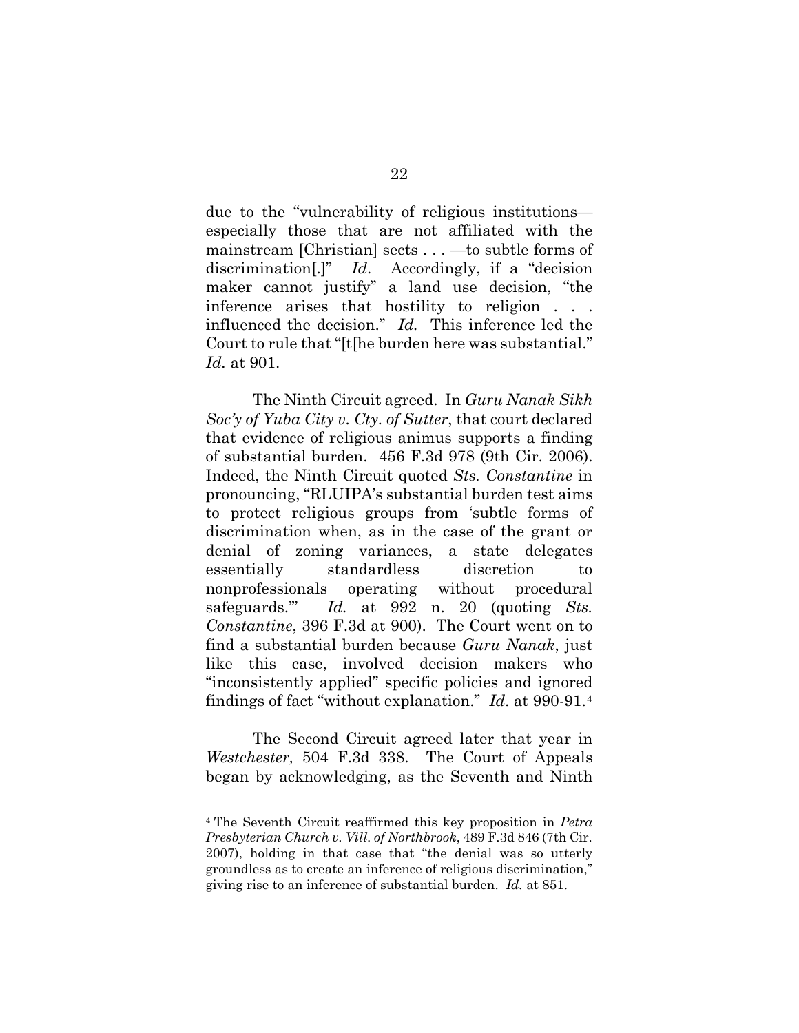due to the "vulnerability of religious institutions—especially those that are not affiliated with the mainstream [Christian] sects . . . —to subtle forms of discrimination[.]" *Id*. Accordingly, if a "decision maker cannot justify" a land use decision, "the inference arises that hostility to religion . . . influenced the decision." *Id.* This inference led the Court to rule that "[t[he burden here was substantial." *Id.* at 901.

The Ninth Circuit agreed. In *Guru Nanak Sikh Soc'y of Yuba City v. Cty. of Sutter*, that court declared that evidence of religious animus supports a finding of substantial burden. 456 F.3d 978 (9th Cir. 2006). Indeed, the Ninth Circuit quoted *Sts. Constantine* in pronouncing, "RLUIPA's substantial burden test aims to protect religious groups from 'subtle forms of discrimination when, as in the case of the grant or denial of zoning variances, a state delegates essentially standardless discretion to nonprofessionals operating without procedural safeguards.'" *Id.* at 992 n. 20 (quoting *Sts. Constantine*, 396 F.3d at 900). The Court went on to find a substantial burden because *Guru Nanak*, just like this case, involved decision makers who "inconsistently applied" specific policies and ignored findings of fact "without explanation." *Id*. at 990-91.[4]

The Second Circuit agreed later that year in *Westchester,* 504 F.3d 338. The Court of Appeals began by acknowledging, as the Seventh and Ninth

---

[4] The Seventh Circuit reaffirmed this key proposition in *Petra Presbyterian Church v. Vill. of Northbrook*, 489 F.3d 846 (7th Cir. 2007), holding in that case that "the denial was so utterly groundless as to create an inference of religious discrimination," giving rise to an inference of substantial burden. *Id.* at 851.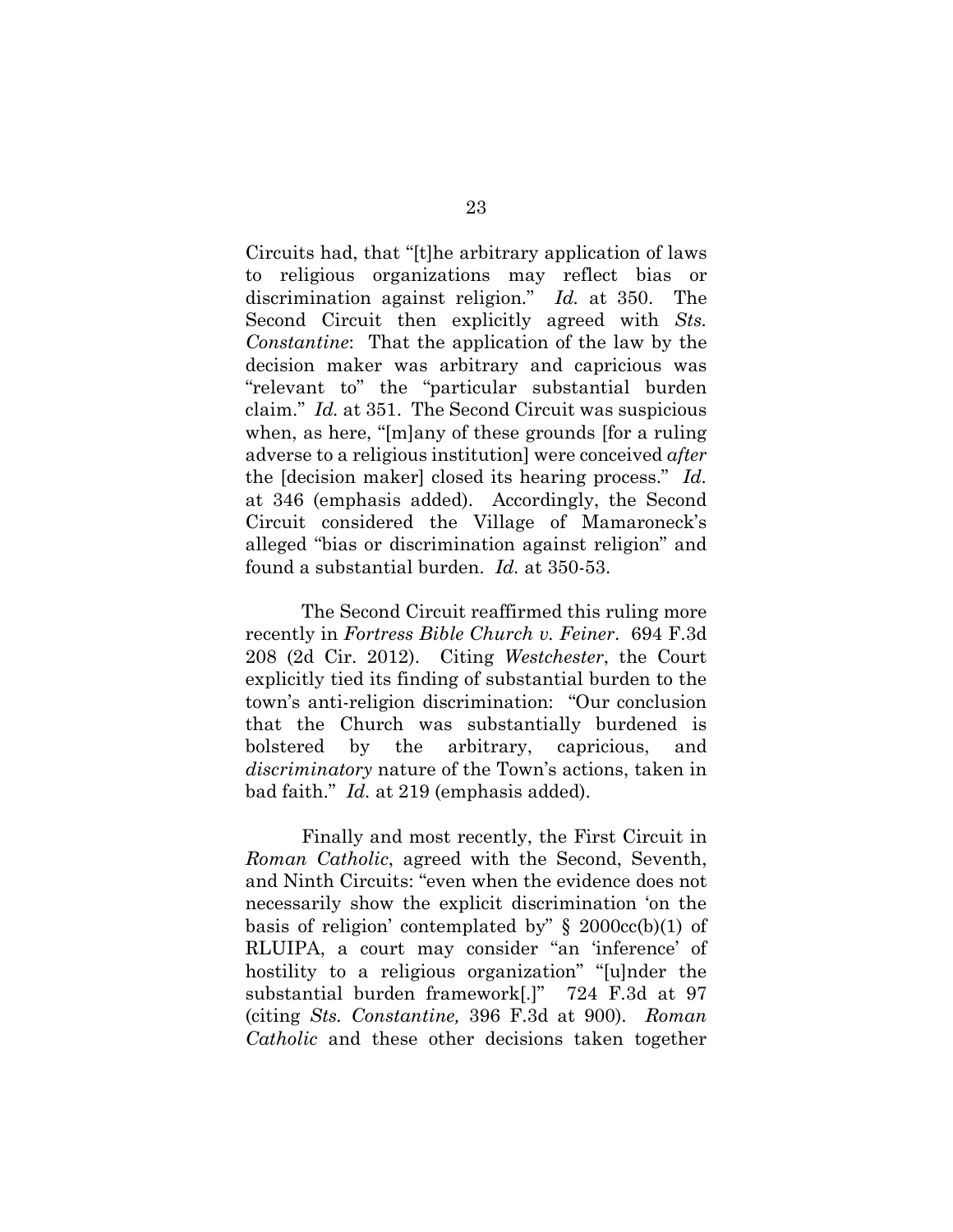Circuits had, that "[t]he arbitrary application of laws to religious organizations may reflect bias or discrimination against religion." *Id.* at 350. The Second Circuit then explicitly agreed with *Sts. Constantine*: That the application of the law by the decision maker was arbitrary and capricious was "relevant to" the "particular substantial burden claim." *Id.* at 351. The Second Circuit was suspicious when, as here, "[m]any of these grounds [for a ruling adverse to a religious institution] were conceived *after* the [decision maker] closed its hearing process." *Id.* at 346 (emphasis added). Accordingly, the Second Circuit considered the Village of Mamaroneck's alleged "bias or discrimination against religion" and found a substantial burden. *Id.* at 350-53.

The Second Circuit reaffirmed this ruling more recently in *Fortress Bible Church v. Feiner*. 694 F.3d 208 (2d Cir. 2012). Citing *Westchester*, the Court explicitly tied its finding of substantial burden to the town's anti-religion discrimination: "Our conclusion that the Church was substantially burdened is bolstered by the arbitrary, capricious, and *discriminatory* nature of the Town's actions, taken in bad faith." *Id.* at 219 (emphasis added).

Finally and most recently, the First Circuit in *Roman Catholic*, agreed with the Second, Seventh, and Ninth Circuits: "even when the evidence does not necessarily show the explicit discrimination 'on the basis of religion' contemplated by" § 2000cc(b)(1) of RLUIPA, a court may consider "an 'inference' of hostility to a religious organization" "[u]nder the substantial burden framework[.]" 724 F.3d at 97 (citing *Sts. Constantine,* 396 F.3d at 900). *Roman Catholic* and these other decisions taken together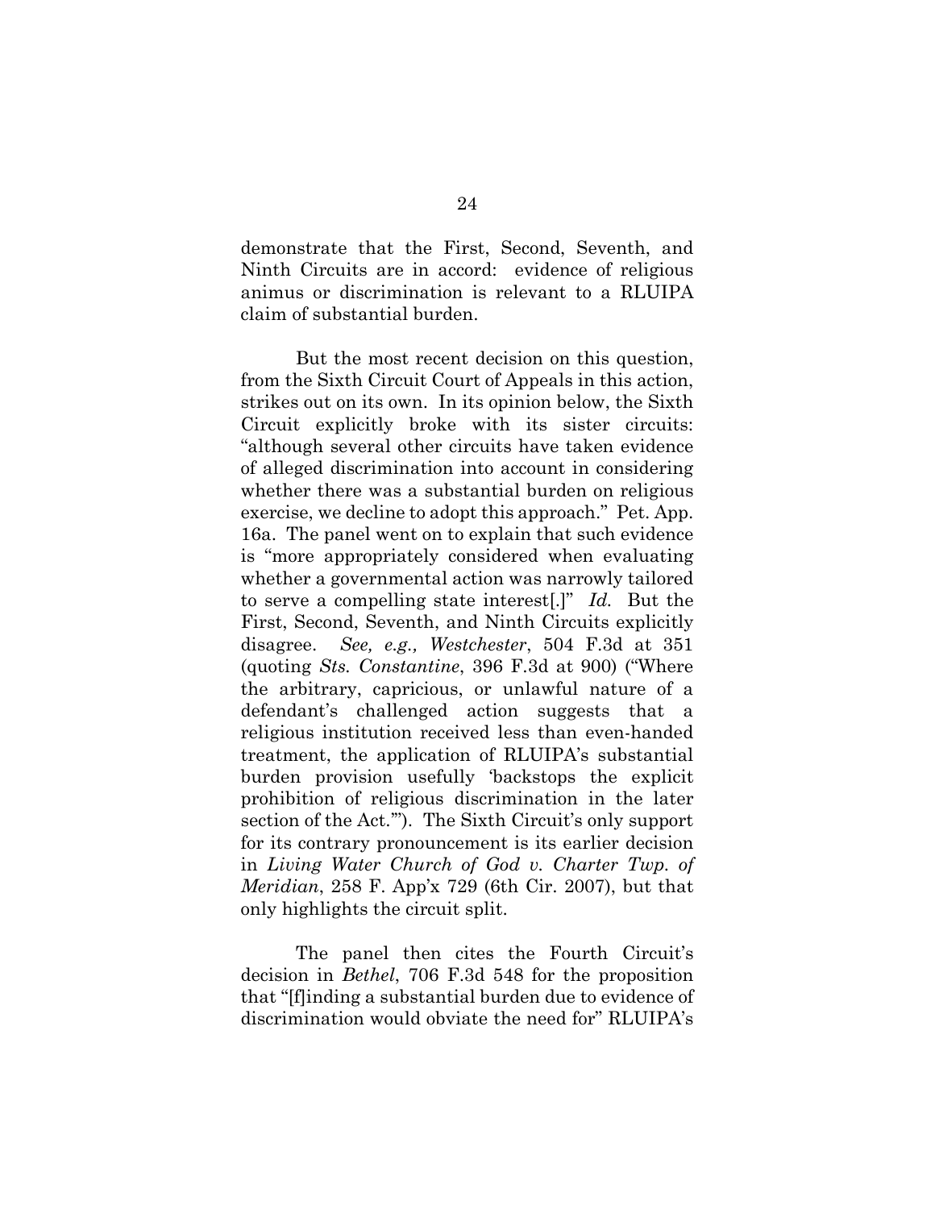demonstrate that the First, Second, Seventh, and Ninth Circuits are in accord: evidence of religious animus or discrimination is relevant to a RLUIPA claim of substantial burden.

But the most recent decision on this question, from the Sixth Circuit Court of Appeals in this action, strikes out on its own. In its opinion below, the Sixth Circuit explicitly broke with its sister circuits: "although several other circuits have taken evidence of alleged discrimination into account in considering whether there was a substantial burden on religious exercise, we decline to adopt this approach." Pet. App. 16a. The panel went on to explain that such evidence is "more appropriately considered when evaluating whether a governmental action was narrowly tailored to serve a compelling state interest[.]" *Id.* But the First, Second, Seventh, and Ninth Circuits explicitly disagree. *See, e.g., Westchester*, 504 F.3d at 351 (quoting *Sts. Constantine*, 396 F.3d at 900) ("Where the arbitrary, capricious, or unlawful nature of a defendant's challenged action suggests that a religious institution received less than even-handed treatment, the application of RLUIPA's substantial burden provision usefully 'backstops the explicit prohibition of religious discrimination in the later section of the Act.'"). The Sixth Circuit's only support for its contrary pronouncement is its earlier decision in *Living Water Church of God v. Charter Twp. of Meridian*, 258 F. App'x 729 (6th Cir. 2007), but that only highlights the circuit split.

The panel then cites the Fourth Circuit's decision in *Bethel*, 706 F.3d 548 for the proposition that "[f]inding a substantial burden due to evidence of discrimination would obviate the need for" RLUIPA's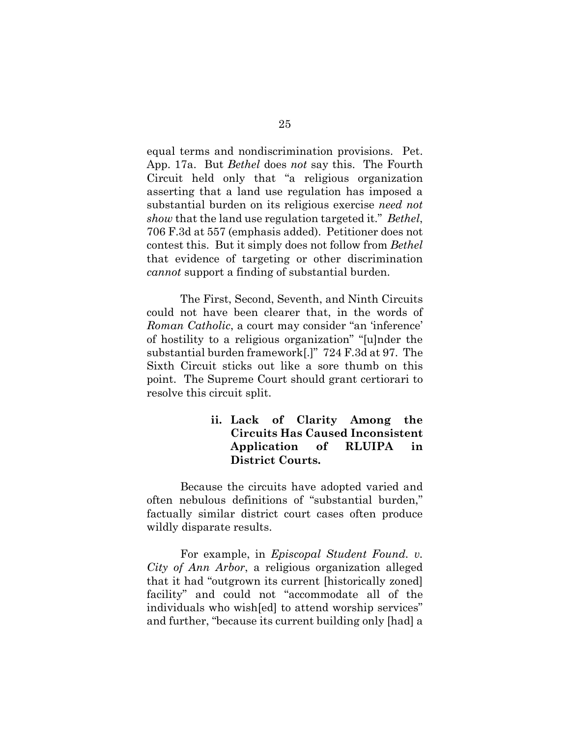equal terms and nondiscrimination provisions. Pet. App. 17a. But *Bethel* does *not* say this. The Fourth Circuit held only that "a religious organization asserting that a land use regulation has imposed a substantial burden on its religious exercise *need not show* that the land use regulation targeted it." *Bethel*, 706 F.3d at 557 (emphasis added). Petitioner does not contest this. But it simply does not follow from *Bethel* that evidence of targeting or other discrimination *cannot* support a finding of substantial burden.

The First, Second, Seventh, and Ninth Circuits could not have been clearer that, in the words of *Roman Catholic*, a court may consider "an 'inference' of hostility to a religious organization" "[u]nder the substantial burden framework[.]" 724 F.3d at 97. The Sixth Circuit sticks out like a sore thumb on this point. The Supreme Court should grant certiorari to resolve this circuit split.

#### ii. Lack of Clarity Among the Circuits Has Caused Inconsistent Application of RLUIPA in District Courts.

Because the circuits have adopted varied and often nebulous definitions of "substantial burden," factually similar district court cases often produce wildly disparate results.

For example, in *Episcopal Student Found. v. City of Ann Arbor*, a religious organization alleged that it had "outgrown its current [historically zoned] facility" and could not "accommodate all of the individuals who wish[ed] to attend worship services" and further, "because its current building only [had] a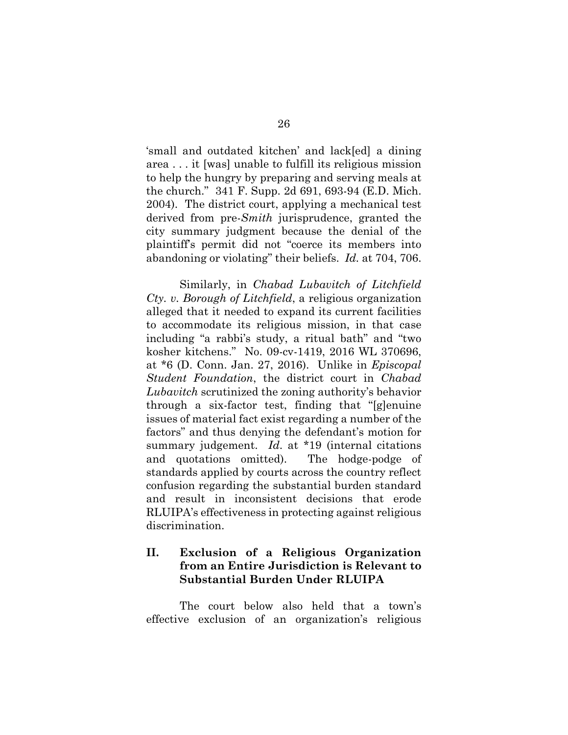'small and outdated kitchen' and lack[ed] a dining area . . . it [was] unable to fulfill its religious mission to help the hungry by preparing and serving meals at the church." 341 F. Supp. 2d 691, 693-94 (E.D. Mich. 2004). The district court, applying a mechanical test derived from pre-*Smith* jurisprudence, granted the city summary judgment because the denial of the plaintiff's permit did not "coerce its members into abandoning or violating" their beliefs. *Id.* at 704, 706.

Similarly, in *Chabad Lubavitch of Litchfield Cty. v. Borough of Litchfield*, a religious organization alleged that it needed to expand its current facilities to accommodate its religious mission, in that case including "a rabbi's study, a ritual bath" and "two kosher kitchens." No. 09-cv-1419, 2016 WL 370696, at *6 (D. Conn. Jan. 27, 2016). Unlike in *Episcopal Student Foundation*, the district court in *Chabad Lubavitch* scrutinized the zoning authority's behavior through a six-factor test, finding that "[g]enuine issues of material fact exist regarding a number of the factors" and thus denying the defendant's motion for summary judgement. *Id.* at *19 (internal citations and quotations omitted). The hodge-podge of standards applied by courts across the country reflect confusion regarding the substantial burden standard and result in inconsistent decisions that erode RLUIPA's effectiveness in protecting against religious discrimination.

## II. Exclusion of a Religious Organization from an Entire Jurisdiction is Relevant to Substantial Burden Under RLUIPA

The court below also held that a town's effective exclusion of an organization's religious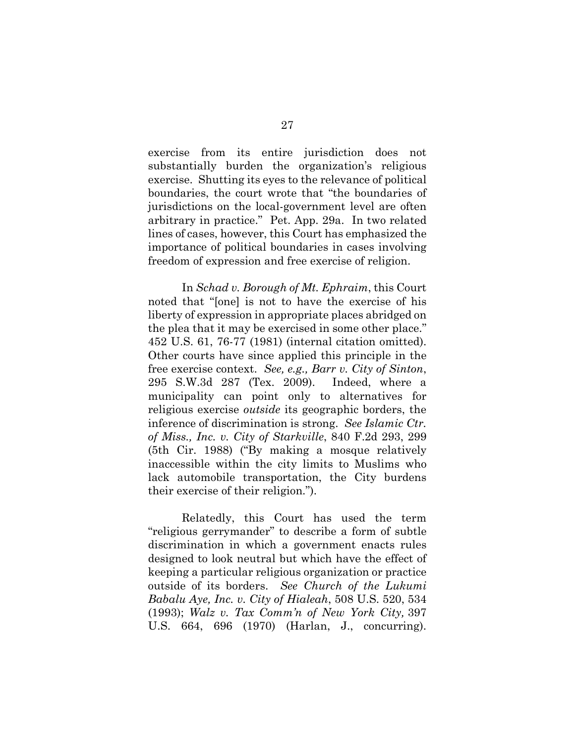exercise from its entire jurisdiction does not substantially burden the organization's religious exercise. Shutting its eyes to the relevance of political boundaries, the court wrote that "the boundaries of jurisdictions on the local-government level are often arbitrary in practice." Pet. App. 29a. In two related lines of cases, however, this Court has emphasized the importance of political boundaries in cases involving freedom of expression and free exercise of religion.

In *Schad v. Borough of Mt. Ephraim*, this Court noted that "[one] is not to have the exercise of his liberty of expression in appropriate places abridged on the plea that it may be exercised in some other place." 452 U.S. 61, 76-77 (1981) (internal citation omitted). Other courts have since applied this principle in the free exercise context. *See, e.g., Barr v. City of Sinton*, 295 S.W.3d 287 (Tex. 2009). Indeed, where a municipality can point only to alternatives for religious exercise *outside* its geographic borders, the inference of discrimination is strong. *See Islamic Ctr. of Miss., Inc. v. City of Starkville*, 840 F.2d 293, 299 (5th Cir. 1988) ("By making a mosque relatively inaccessible within the city limits to Muslims who lack automobile transportation, the City burdens their exercise of their religion.").

Relatedly, this Court has used the term "religious gerrymander" to describe a form of subtle discrimination in which a government enacts rules designed to look neutral but which have the effect of keeping a particular religious organization or practice outside of its borders. *See Church of the Lukumi Babalu Aye, Inc. v. City of Hialeah*, 508 U.S. 520, 534 (1993); *Walz v. Tax Comm'n of New York City,* 397 U.S. 664, 696 (1970) (Harlan, J., concurring).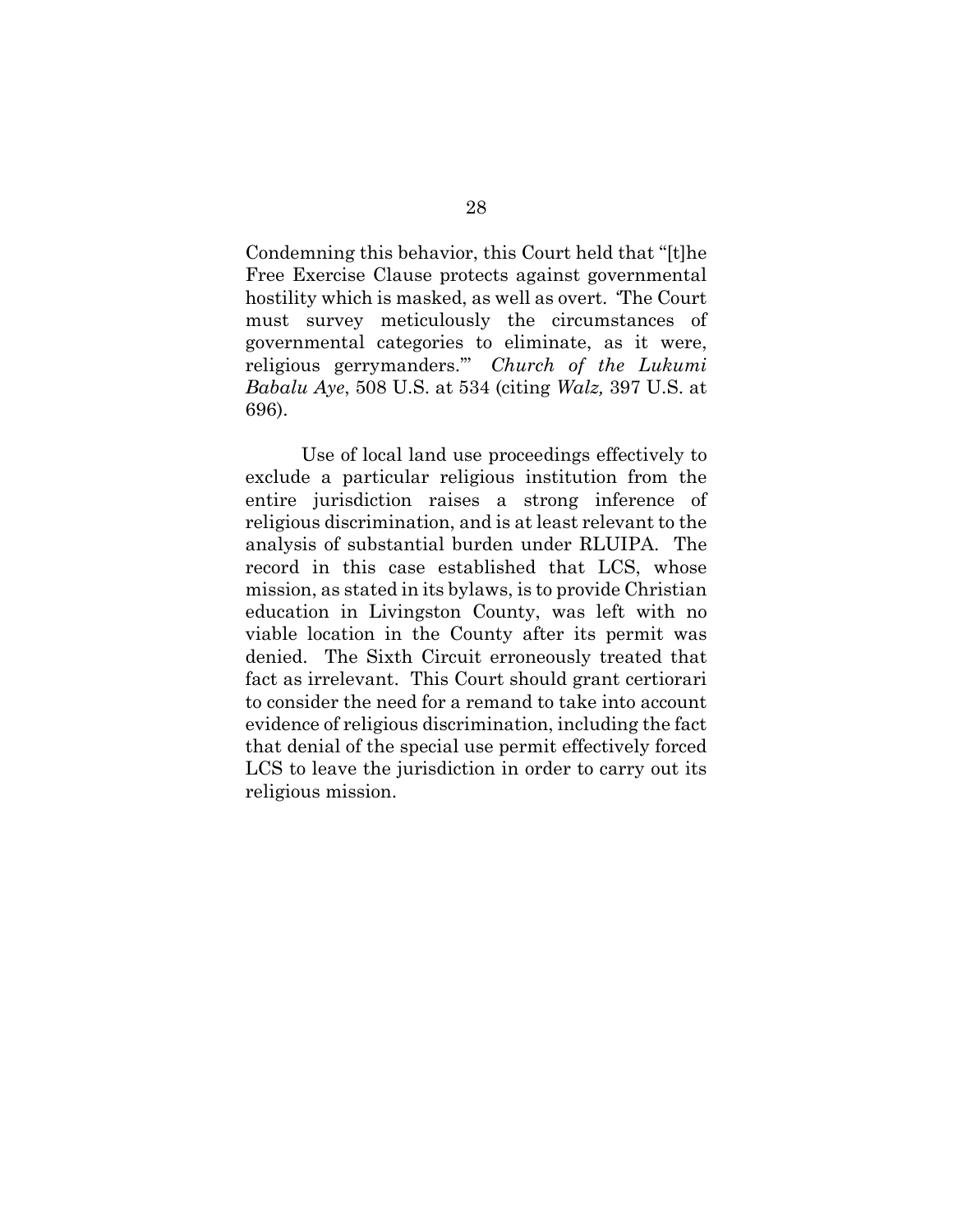Condemning this behavior, this Court held that "[t]he Free Exercise Clause protects against governmental hostility which is masked, as well as overt. 'The Court must survey meticulously the circumstances of governmental categories to eliminate, as it were, religious gerrymanders.'" *Church of the Lukumi Babalu Aye*, 508 U.S. at 534 (citing *Walz,* 397 U.S. at 696).

Use of local land use proceedings effectively to exclude a particular religious institution from the entire jurisdiction raises a strong inference of religious discrimination, and is at least relevant to the analysis of substantial burden under RLUIPA. The record in this case established that LCS, whose mission, as stated in its bylaws, is to provide Christian education in Livingston County, was left with no viable location in the County after its permit was denied. The Sixth Circuit erroneously treated that fact as irrelevant. This Court should grant certiorari to consider the need for a remand to take into account evidence of religious discrimination, including the fact that denial of the special use permit effectively forced LCS to leave the jurisdiction in order to carry out its religious mission.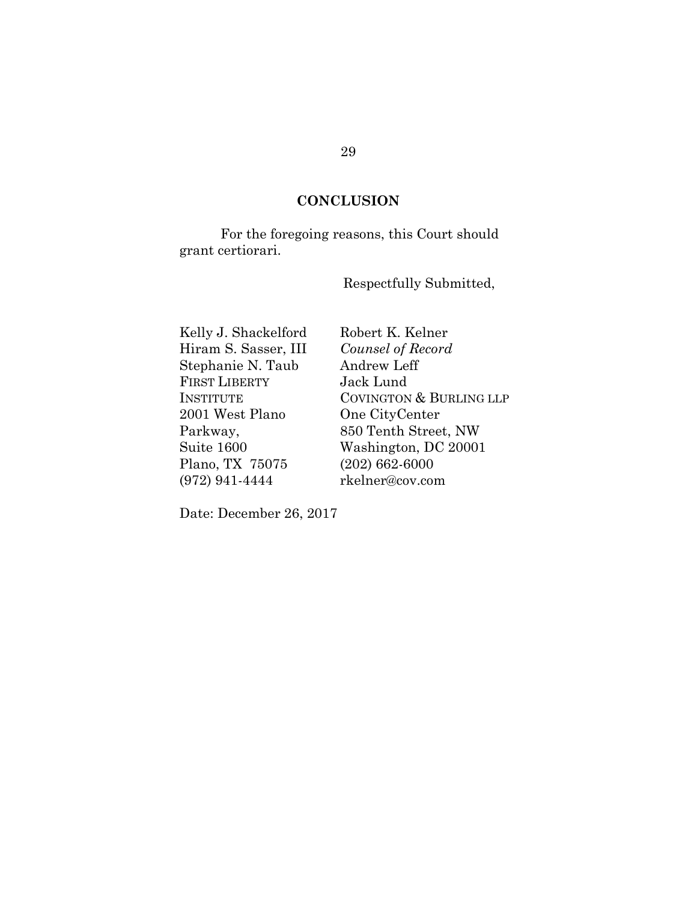## CONCLUSION

For the foregoing reasons, this Court should grant certiorari.

Respectfully Submitted,

Kelly J. Shackelford
Hiram S. Sasser, III
Stephanie N. Taub
FIRST LIBERTY INSTITUTE
2001 West Plano Parkway,
Suite 1600
Plano, TX 75075
(972) 941-4444

Robert K. Kelner
*Counsel of Record*
Andrew Leff
Jack Lund
COVINGTON & BURLING LLP
One CityCenter
850 Tenth Street, NW
Washington, DC 20001
(202) 662-6000
rkelner@cov.com

Date: December 26, 2017